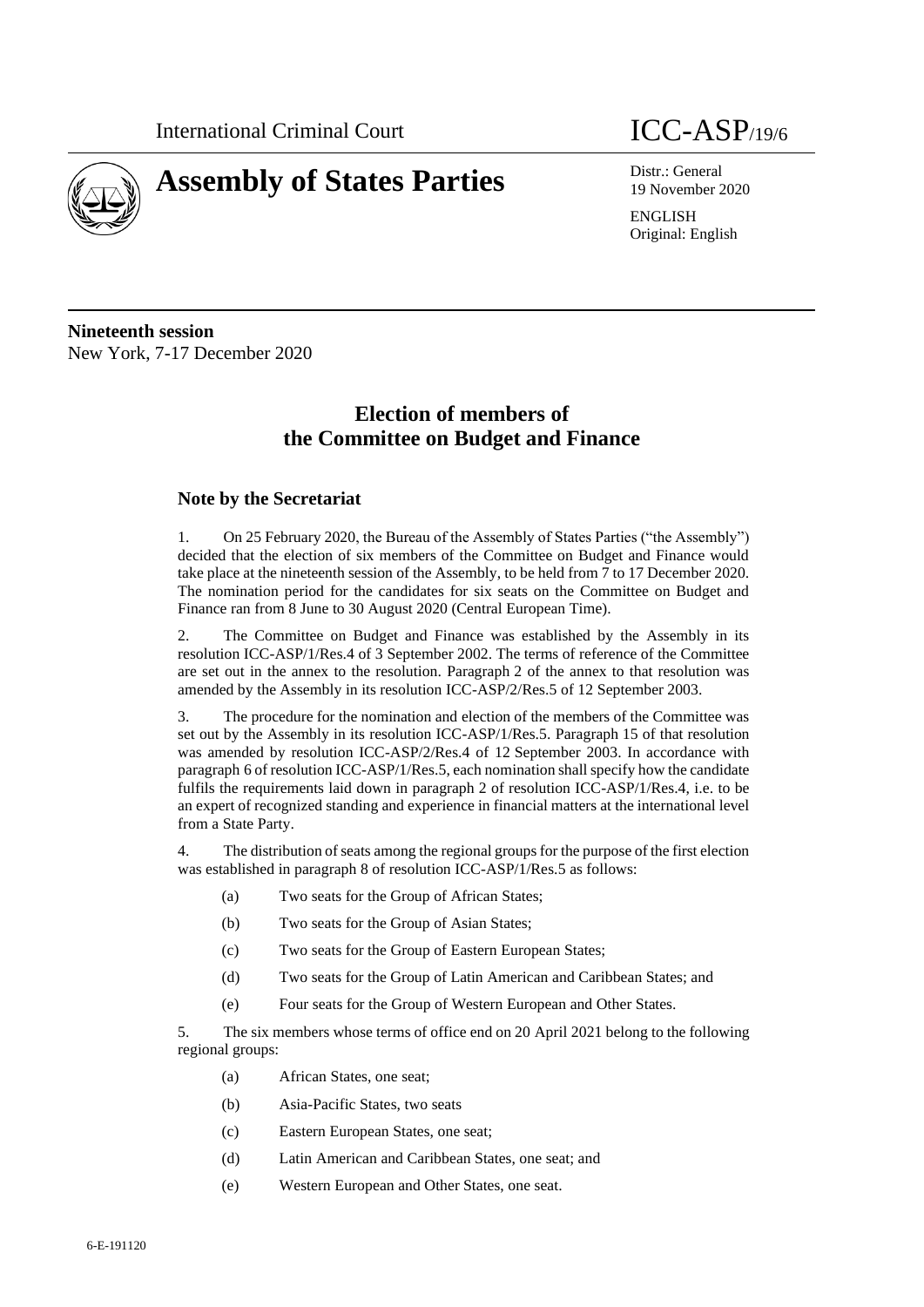International Criminal Court

# Assembly of States Parties

ICC-ASP/19/6

Distr.: General
19 November 2020

ENGLISH
Original: English

**Nineteenth session**
New York, 7-17 December 2020

## Election of members of the Committee on Budget and Finance

### Note by the Secretariat

1. On 25 February 2020, the Bureau of the Assembly of States Parties ("the Assembly") decided that the election of six members of the Committee on Budget and Finance would take place at the nineteenth session of the Assembly, to be held from 7 to 17 December 2020. The nomination period for the candidates for six seats on the Committee on Budget and Finance ran from 8 June to 30 August 2020 (Central European Time).

2. The Committee on Budget and Finance was established by the Assembly in its resolution ICC-ASP/1/Res.4 of 3 September 2002. The terms of reference of the Committee are set out in the annex to the resolution. Paragraph 2 of the annex to that resolution was amended by the Assembly in its resolution ICC-ASP/2/Res.5 of 12 September 2003.

3. The procedure for the nomination and election of the members of the Committee was set out by the Assembly in its resolution ICC-ASP/1/Res.5. Paragraph 15 of that resolution was amended by resolution ICC-ASP/2/Res.4 of 12 September 2003. In accordance with paragraph 6 of resolution ICC-ASP/1/Res.5, each nomination shall specify how the candidate fulfils the requirements laid down in paragraph 2 of resolution ICC-ASP/1/Res.4, i.e. to be an expert of recognized standing and experience in financial matters at the international level from a State Party.

4. The distribution of seats among the regional groups for the purpose of the first election was established in paragraph 8 of resolution ICC-ASP/1/Res.5 as follows:

(a) Two seats for the Group of African States;

(b) Two seats for the Group of Asian States;

(c) Two seats for the Group of Eastern European States;

(d) Two seats for the Group of Latin American and Caribbean States; and

(e) Four seats for the Group of Western European and Other States.

5. The six members whose terms of office end on 20 April 2021 belong to the following regional groups:

(a) African States, one seat;

(b) Asia-Pacific States, two seats

(c) Eastern European States, one seat;

(d) Latin American and Caribbean States, one seat; and

(e) Western European and Other States, one seat.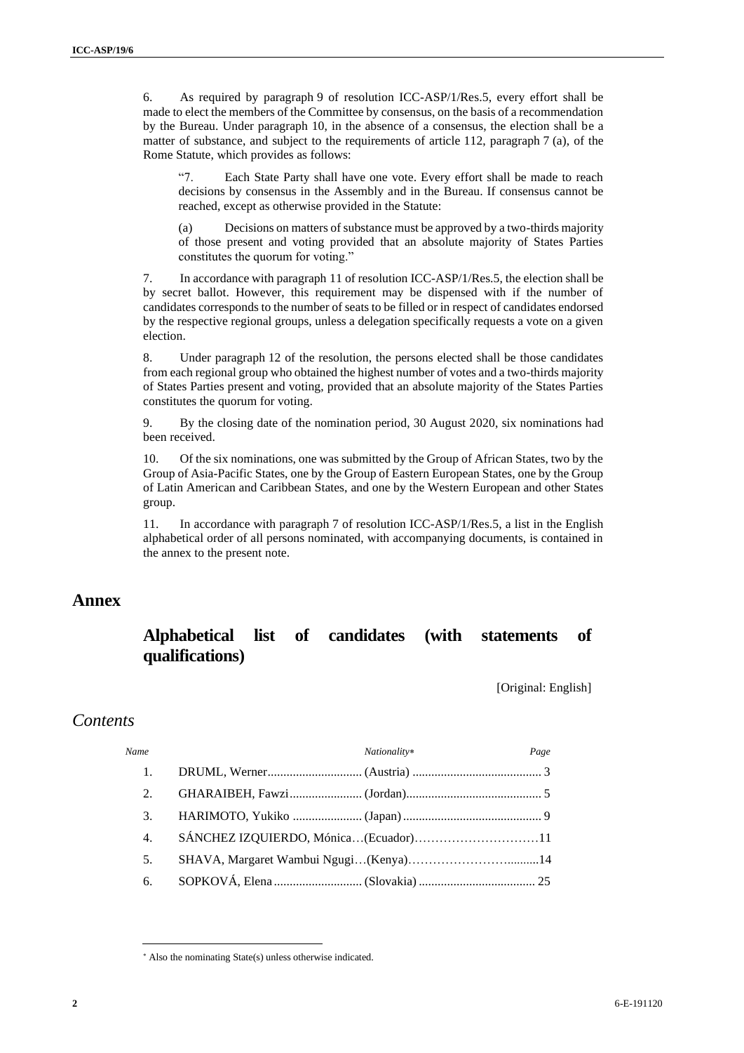6. As required by paragraph 9 of resolution ICC-ASP/1/Res.5, every effort shall be made to elect the members of the Committee by consensus, on the basis of a recommendation by the Bureau. Under paragraph 10, in the absence of a consensus, the election shall be a matter of substance, and subject to the requirements of article 112, paragraph 7 (a), of the Rome Statute, which provides as follows:

> "7. Each State Party shall have one vote. Every effort shall be made to reach decisions by consensus in the Assembly and in the Bureau. If consensus cannot be reached, except as otherwise provided in the Statute:
>
> (a) Decisions on matters of substance must be approved by a two-thirds majority of those present and voting provided that an absolute majority of States Parties constitutes the quorum for voting."

7. In accordance with paragraph 11 of resolution ICC-ASP/1/Res.5, the election shall be by secret ballot. However, this requirement may be dispensed with if the number of candidates corresponds to the number of seats to be filled or in respect of candidates endorsed by the respective regional groups, unless a delegation specifically requests a vote on a given election.

8. Under paragraph 12 of the resolution, the persons elected shall be those candidates from each regional group who obtained the highest number of votes and a two-thirds majority of States Parties present and voting, provided that an absolute majority of the States Parties constitutes the quorum for voting.

9. By the closing date of the nomination period, 30 August 2020, six nominations had been received.

10. Of the six nominations, one was submitted by the Group of African States, two by the Group of Asia-Pacific States, one by the Group of Eastern European States, one by the Group of Latin American and Caribbean States, and one by the Western European and other States group.

11. In accordance with paragraph 7 of resolution ICC-ASP/1/Res.5, a list in the English alphabetical order of all persons nominated, with accompanying documents, is contained in the annex to the present note.

# Annex

## Alphabetical list of candidates (with statements of qualifications)

[Original: English]

## *Contents*

| *Name* | | *Nationality** | *Page* |
|---|---|---|---|
| 1. | DRUML, Werner | (Austria) | 3 |
| 2. | GHARAIBEH, Fawzi | (Jordan) | 5 |
| 3. | HARIMOTO, Yukiko | (Japan) | 9 |
| 4. | SÁNCHEZ IZQUIERDO, Mónica | (Ecuador) | 11 |
| 5. | SHAVA, Margaret Wambui Ngugi | (Kenya) | 14 |
| 6. | SOPKOVÁ, Elena | (Slovakia) | 25 |

* Also the nominating State(s) unless otherwise indicated.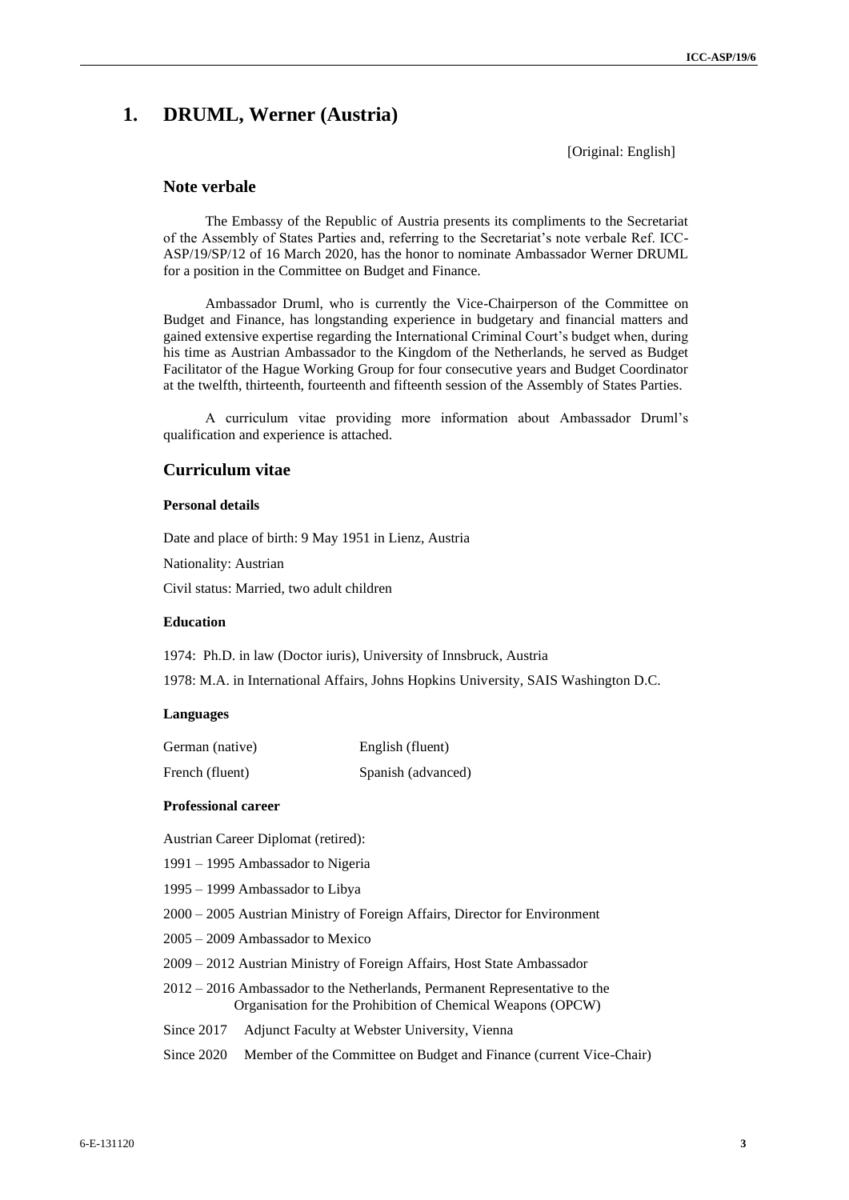# 1. DRUML, Werner (Austria)

[Original: English]

## Note verbale

The Embassy of the Republic of Austria presents its compliments to the Secretariat of the Assembly of States Parties and, referring to the Secretariat's note verbale Ref. ICC-ASP/19/SP/12 of 16 March 2020, has the honor to nominate Ambassador Werner DRUML for a position in the Committee on Budget and Finance.

Ambassador Druml, who is currently the Vice-Chairperson of the Committee on Budget and Finance, has longstanding experience in budgetary and financial matters and gained extensive expertise regarding the International Criminal Court's budget when, during his time as Austrian Ambassador to the Kingdom of the Netherlands, he served as Budget Facilitator of the Hague Working Group for four consecutive years and Budget Coordinator at the twelfth, thirteenth, fourteenth and fifteenth session of the Assembly of States Parties.

A curriculum vitae providing more information about Ambassador Druml's qualification and experience is attached.

## Curriculum vitae

### Personal details

Date and place of birth: 9 May 1951 in Lienz, Austria

Nationality: Austrian

Civil status: Married, two adult children

### Education

1974: Ph.D. in law (Doctor iuris), University of Innsbruck, Austria

1978: M.A. in International Affairs, Johns Hopkins University, SAIS Washington D.C.

### Languages

| | |
|---|---|
| German (native) | English (fluent) |
| French (fluent) | Spanish (advanced) |

### Professional career

Austrian Career Diplomat (retired):

1991 – 1995 Ambassador to Nigeria

1995 – 1999 Ambassador to Libya

2000 – 2005 Austrian Ministry of Foreign Affairs, Director for Environment

2005 – 2009 Ambassador to Mexico

2009 – 2012 Austrian Ministry of Foreign Affairs, Host State Ambassador

2012 – 2016 Ambassador to the Netherlands, Permanent Representative to the Organisation for the Prohibition of Chemical Weapons (OPCW)

Since 2017 Adjunct Faculty at Webster University, Vienna

Since 2020 Member of the Committee on Budget and Finance (current Vice-Chair)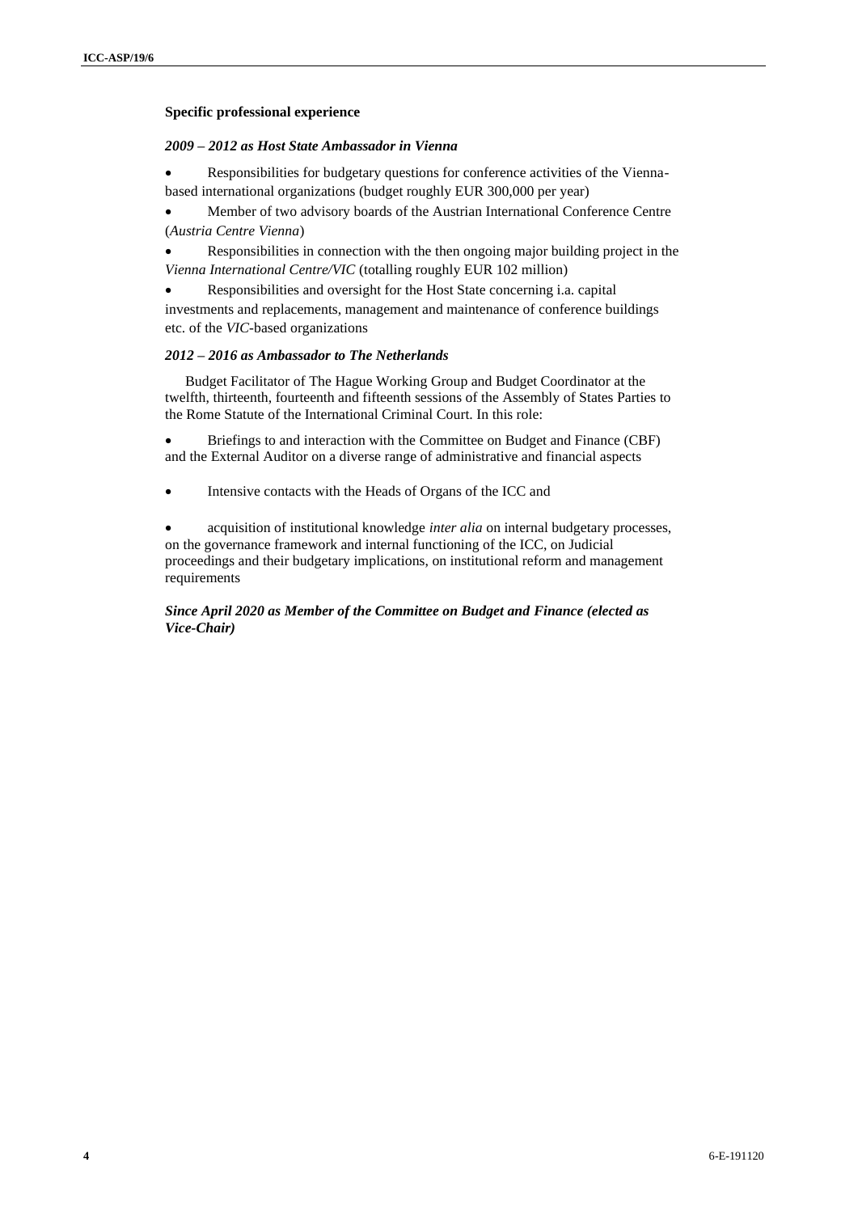**Specific professional experience**

***2009 – 2012 as Host State Ambassador in Vienna***

- Responsibilities for budgetary questions for conference activities of the Vienna-based international organizations (budget roughly EUR 300,000 per year)
- Member of two advisory boards of the Austrian International Conference Centre (*Austria Centre Vienna*)
- Responsibilities in connection with the then ongoing major building project in the *Vienna International Centre/VIC* (totalling roughly EUR 102 million)
- Responsibilities and oversight for the Host State concerning i.a. capital investments and replacements, management and maintenance of conference buildings etc. of the *VIC*-based organizations

***2012 – 2016 as Ambassador to The Netherlands***

Budget Facilitator of The Hague Working Group and Budget Coordinator at the twelfth, thirteenth, fourteenth and fifteenth sessions of the Assembly of States Parties to the Rome Statute of the International Criminal Court. In this role:

- Briefings to and interaction with the Committee on Budget and Finance (CBF) and the External Auditor on a diverse range of administrative and financial aspects
- Intensive contacts with the Heads of Organs of the ICC and
- acquisition of institutional knowledge *inter alia* on internal budgetary processes, on the governance framework and internal functioning of the ICC, on Judicial proceedings and their budgetary implications, on institutional reform and management requirements

***Since April 2020 as Member of the Committee on Budget and Finance (elected as Vice-Chair)***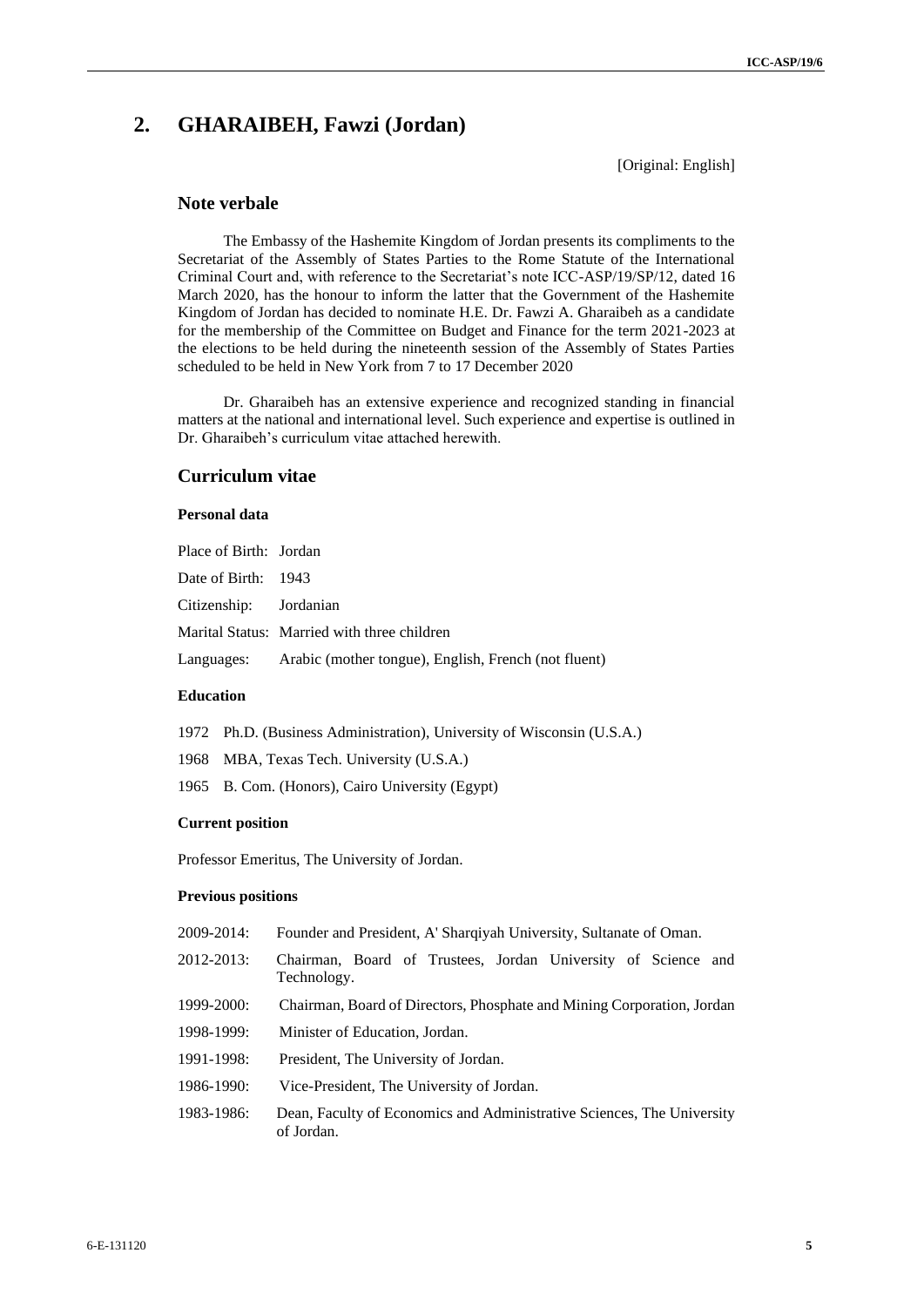## 2. GHARAIBEH, Fawzi (Jordan)

[Original: English]

### Note verbale

The Embassy of the Hashemite Kingdom of Jordan presents its compliments to the Secretariat of the Assembly of States Parties to the Rome Statute of the International Criminal Court and, with reference to the Secretariat's note ICC-ASP/19/SP/12, dated 16 March 2020, has the honour to inform the latter that the Government of the Hashemite Kingdom of Jordan has decided to nominate H.E. Dr. Fawzi A. Gharaibeh as a candidate for the membership of the Committee on Budget and Finance for the term 2021-2023 at the elections to be held during the nineteenth session of the Assembly of States Parties scheduled to be held in New York from 7 to 17 December 2020

Dr. Gharaibeh has an extensive experience and recognized standing in financial matters at the national and international level. Such experience and expertise is outlined in Dr. Gharaibeh's curriculum vitae attached herewith.

### Curriculum vitae

#### Personal data

Place of Birth: Jordan

Date of Birth: 1943

Citizenship: Jordanian

Marital Status: Married with three children

Languages: Arabic (mother tongue), English, French (not fluent)

#### Education

1972 Ph.D. (Business Administration), University of Wisconsin (U.S.A.)

1968 MBA, Texas Tech. University (U.S.A.)

1965 B. Com. (Honors), Cairo University (Egypt)

#### Current position

Professor Emeritus, The University of Jordan.

#### Previous positions

2009-2014: Founder and President, A' Sharqiyah University, Sultanate of Oman.

2012-2013: Chairman, Board of Trustees, Jordan University of Science and Technology.

1999-2000: Chairman, Board of Directors, Phosphate and Mining Corporation, Jordan

1998-1999: Minister of Education, Jordan.

1991-1998: President, The University of Jordan.

1986-1990: Vice-President, The University of Jordan.

1983-1986: Dean, Faculty of Economics and Administrative Sciences, The University of Jordan.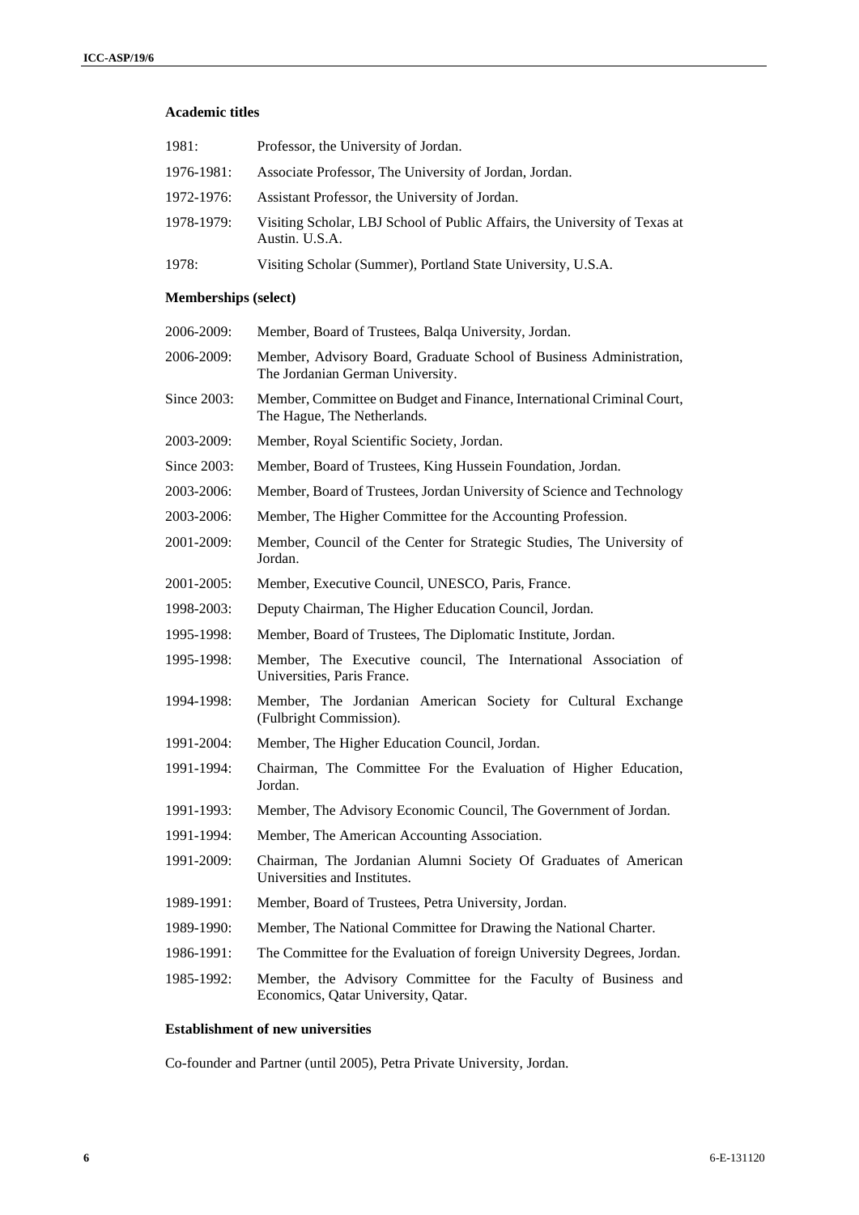### Academic titles

| | |
|---|---|
| 1981: | Professor, the University of Jordan. |
| 1976-1981: | Associate Professor, The University of Jordan, Jordan. |
| 1972-1976: | Assistant Professor, the University of Jordan. |
| 1978-1979: | Visiting Scholar, LBJ School of Public Affairs, the University of Texas at Austin. U.S.A. |
| 1978: | Visiting Scholar (Summer), Portland State University, U.S.A. |

### Memberships (select)

| | |
|---|---|
| 2006-2009: | Member, Board of Trustees, Balqa University, Jordan. |
| 2006-2009: | Member, Advisory Board, Graduate School of Business Administration, The Jordanian German University. |
| Since 2003: | Member, Committee on Budget and Finance, International Criminal Court, The Hague, The Netherlands. |
| 2003-2009: | Member, Royal Scientific Society, Jordan. |
| Since 2003: | Member, Board of Trustees, King Hussein Foundation, Jordan. |
| 2003-2006: | Member, Board of Trustees, Jordan University of Science and Technology |
| 2003-2006: | Member, The Higher Committee for the Accounting Profession. |
| 2001-2009: | Member, Council of the Center for Strategic Studies, The University of Jordan. |
| 2001-2005: | Member, Executive Council, UNESCO, Paris, France. |
| 1998-2003: | Deputy Chairman, The Higher Education Council, Jordan. |
| 1995-1998: | Member, Board of Trustees, The Diplomatic Institute, Jordan. |
| 1995-1998: | Member, The Executive council, The International Association of Universities, Paris France. |
| 1994-1998: | Member, The Jordanian American Society for Cultural Exchange (Fulbright Commission). |
| 1991-2004: | Member, The Higher Education Council, Jordan. |
| 1991-1994: | Chairman, The Committee For the Evaluation of Higher Education, Jordan. |
| 1991-1993: | Member, The Advisory Economic Council, The Government of Jordan. |
| 1991-1994: | Member, The American Accounting Association. |
| 1991-2009: | Chairman, The Jordanian Alumni Society Of Graduates of American Universities and Institutes. |
| 1989-1991: | Member, Board of Trustees, Petra University, Jordan. |
| 1989-1990: | Member, The National Committee for Drawing the National Charter. |
| 1986-1991: | The Committee for the Evaluation of foreign University Degrees, Jordan. |
| 1985-1992: | Member, the Advisory Committee for the Faculty of Business and Economics, Qatar University, Qatar. |

### Establishment of new universities

Co-founder and Partner (until 2005), Petra Private University, Jordan.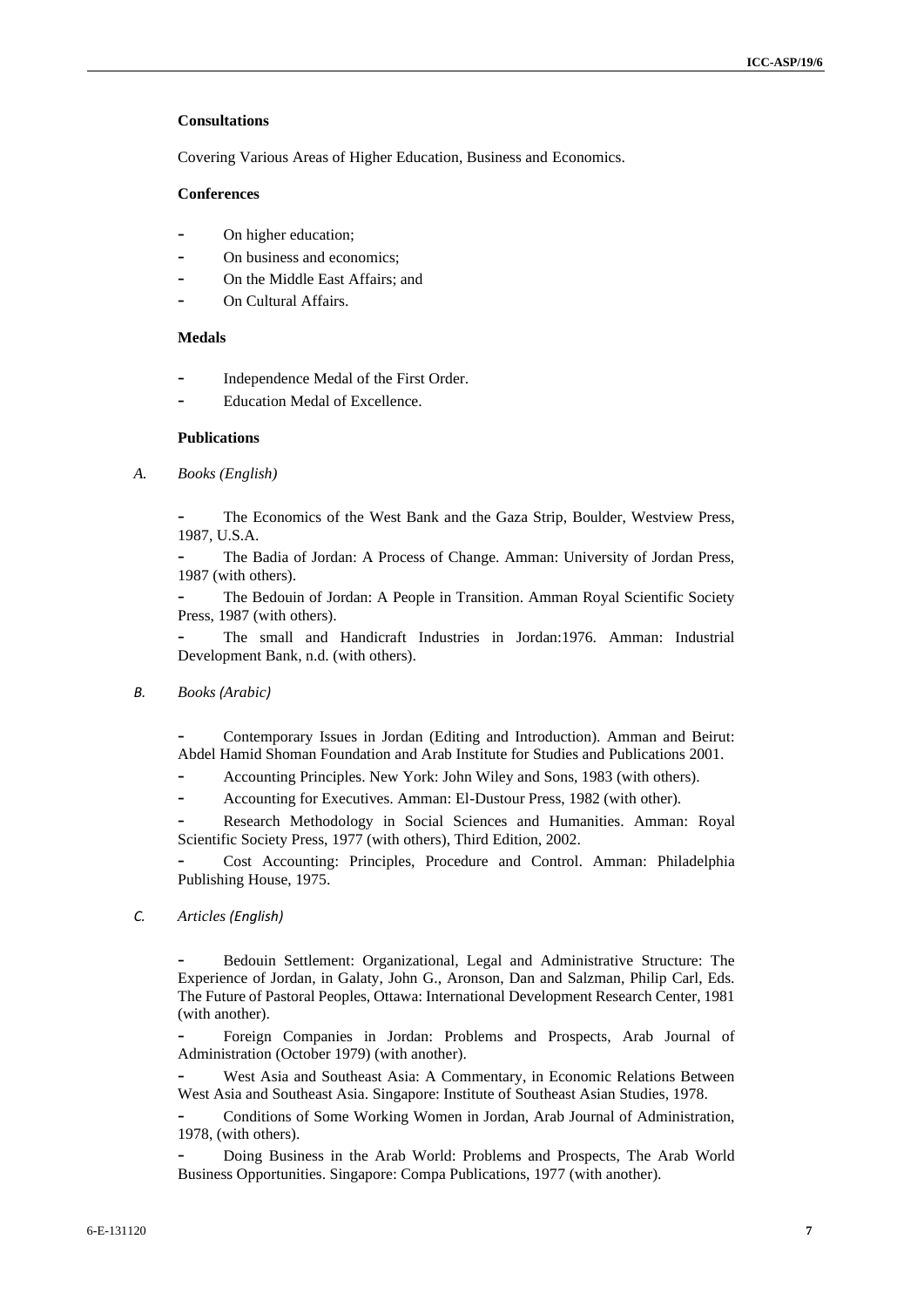**Consultations**

Covering Various Areas of Higher Education, Business and Economics.

**Conferences**

- On higher education;
- On business and economics;
- On the Middle East Affairs; and
- On Cultural Affairs.

**Medals**

- Independence Medal of the First Order.
- Education Medal of Excellence.

**Publications**

*A. Books (English)*

- The Economics of the West Bank and the Gaza Strip, Boulder, Westview Press, 1987, U.S.A.
- The Badia of Jordan: A Process of Change. Amman: University of Jordan Press, 1987 (with others).
- The Bedouin of Jordan: A People in Transition. Amman Royal Scientific Society Press, 1987 (with others).
- The small and Handicraft Industries in Jordan:1976. Amman: Industrial Development Bank, n.d. (with others).

*B. Books (Arabic)*

- Contemporary Issues in Jordan (Editing and Introduction). Amman and Beirut: Abdel Hamid Shoman Foundation and Arab Institute for Studies and Publications 2001.
- Accounting Principles. New York: John Wiley and Sons, 1983 (with others).
- Accounting for Executives. Amman: El-Dustour Press, 1982 (with other).
- Research Methodology in Social Sciences and Humanities. Amman: Royal Scientific Society Press, 1977 (with others), Third Edition, 2002.
- Cost Accounting: Principles, Procedure and Control. Amman: Philadelphia Publishing House, 1975.

*C. Articles (English)*

- Bedouin Settlement: Organizational, Legal and Administrative Structure: The Experience of Jordan, in Galaty, John G., Aronson, Dan and Salzman, Philip Carl, Eds. The Future of Pastoral Peoples, Ottawa: International Development Research Center, 1981 (with another).
- Foreign Companies in Jordan: Problems and Prospects, Arab Journal of Administration (October 1979) (with another).
- West Asia and Southeast Asia: A Commentary, in Economic Relations Between West Asia and Southeast Asia. Singapore: Institute of Southeast Asian Studies, 1978.
- Conditions of Some Working Women in Jordan, Arab Journal of Administration, 1978, (with others).
- Doing Business in the Arab World: Problems and Prospects, The Arab World Business Opportunities. Singapore: Compa Publications, 1977 (with another).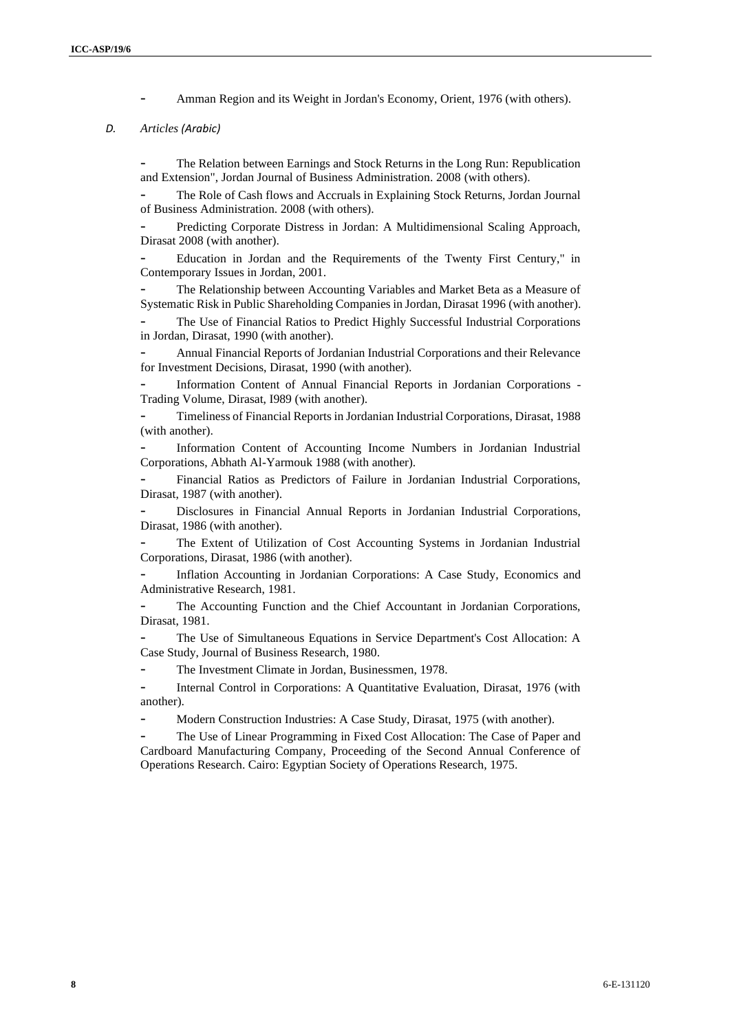- Amman Region and its Weight in Jordan's Economy, Orient, 1976 (with others).

### *D. Articles (Arabic)*

- The Relation between Earnings and Stock Returns in the Long Run: Republication and Extension", Jordan Journal of Business Administration. 2008 (with others).
- The Role of Cash flows and Accruals in Explaining Stock Returns, Jordan Journal of Business Administration. 2008 (with others).
- Predicting Corporate Distress in Jordan: A Multidimensional Scaling Approach, Dirasat 2008 (with another).
- Education in Jordan and the Requirements of the Twenty First Century," in Contemporary Issues in Jordan, 2001.
- The Relationship between Accounting Variables and Market Beta as a Measure of Systematic Risk in Public Shareholding Companies in Jordan, Dirasat 1996 (with another).
- The Use of Financial Ratios to Predict Highly Successful Industrial Corporations in Jordan, Dirasat, 1990 (with another).
- Annual Financial Reports of Jordanian Industrial Corporations and their Relevance for Investment Decisions, Dirasat, 1990 (with another).
- Information Content of Annual Financial Reports in Jordanian Corporations - Trading Volume, Dirasat, I989 (with another).
- Timeliness of Financial Reports in Jordanian Industrial Corporations, Dirasat, 1988 (with another).
- Information Content of Accounting Income Numbers in Jordanian Industrial Corporations, Abhath Al-Yarmouk 1988 (with another).
- Financial Ratios as Predictors of Failure in Jordanian Industrial Corporations, Dirasat, 1987 (with another).
- Disclosures in Financial Annual Reports in Jordanian Industrial Corporations, Dirasat, 1986 (with another).
- The Extent of Utilization of Cost Accounting Systems in Jordanian Industrial Corporations, Dirasat, 1986 (with another).
- Inflation Accounting in Jordanian Corporations: A Case Study, Economics and Administrative Research, 1981.
- The Accounting Function and the Chief Accountant in Jordanian Corporations, Dirasat, 1981.
- The Use of Simultaneous Equations in Service Department's Cost Allocation: A Case Study, Journal of Business Research, 1980.
- The Investment Climate in Jordan, Businessmen, 1978.
- Internal Control in Corporations: A Quantitative Evaluation, Dirasat, 1976 (with another).
- Modern Construction Industries: A Case Study, Dirasat, 1975 (with another).
- The Use of Linear Programming in Fixed Cost Allocation: The Case of Paper and Cardboard Manufacturing Company, Proceeding of the Second Annual Conference of Operations Research. Cairo: Egyptian Society of Operations Research, 1975.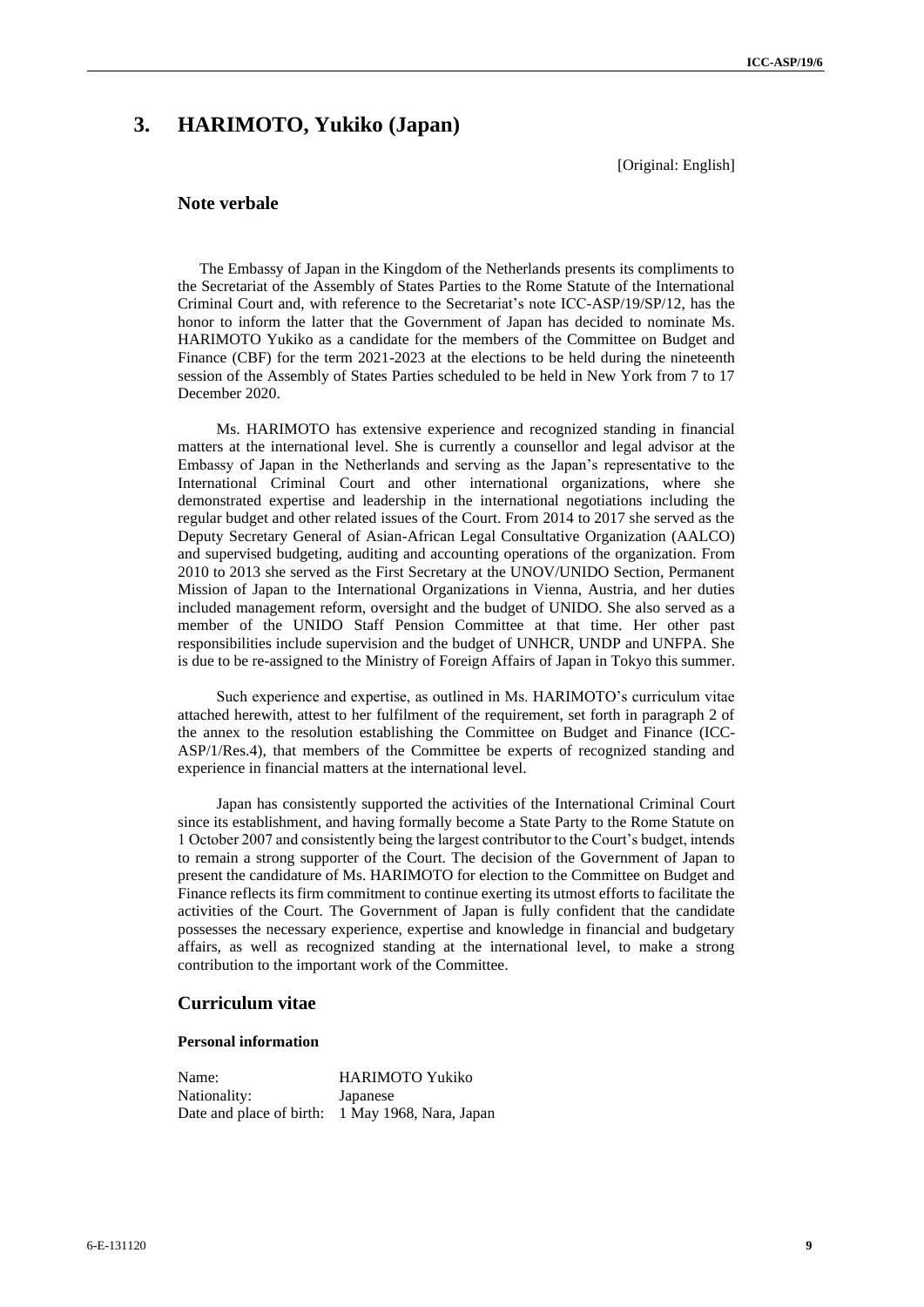# 3. HARIMOTO, Yukiko (Japan)

[Original: English]

## Note verbale

The Embassy of Japan in the Kingdom of the Netherlands presents its compliments to the Secretariat of the Assembly of States Parties to the Rome Statute of the International Criminal Court and, with reference to the Secretariat's note ICC-ASP/19/SP/12, has the honor to inform the latter that the Government of Japan has decided to nominate Ms. HARIMOTO Yukiko as a candidate for the members of the Committee on Budget and Finance (CBF) for the term 2021-2023 at the elections to be held during the nineteenth session of the Assembly of States Parties scheduled to be held in New York from 7 to 17 December 2020.

Ms. HARIMOTO has extensive experience and recognized standing in financial matters at the international level. She is currently a counsellor and legal advisor at the Embassy of Japan in the Netherlands and serving as the Japan's representative to the International Criminal Court and other international organizations, where she demonstrated expertise and leadership in the international negotiations including the regular budget and other related issues of the Court. From 2014 to 2017 she served as the Deputy Secretary General of Asian-African Legal Consultative Organization (AALCO) and supervised budgeting, auditing and accounting operations of the organization. From 2010 to 2013 she served as the First Secretary at the UNOV/UNIDO Section, Permanent Mission of Japan to the International Organizations in Vienna, Austria, and her duties included management reform, oversight and the budget of UNIDO. She also served as a member of the UNIDO Staff Pension Committee at that time. Her other past responsibilities include supervision and the budget of UNHCR, UNDP and UNFPA. She is due to be re-assigned to the Ministry of Foreign Affairs of Japan in Tokyo this summer.

Such experience and expertise, as outlined in Ms. HARIMOTO's curriculum vitae attached herewith, attest to her fulfilment of the requirement, set forth in paragraph 2 of the annex to the resolution establishing the Committee on Budget and Finance (ICC-ASP/1/Res.4), that members of the Committee be experts of recognized standing and experience in financial matters at the international level.

Japan has consistently supported the activities of the International Criminal Court since its establishment, and having formally become a State Party to the Rome Statute on 1 October 2007 and consistently being the largest contributor to the Court's budget, intends to remain a strong supporter of the Court. The decision of the Government of Japan to present the candidature of Ms. HARIMOTO for election to the Committee on Budget and Finance reflects its firm commitment to continue exerting its utmost efforts to facilitate the activities of the Court. The Government of Japan is fully confident that the candidate possesses the necessary experience, expertise and knowledge in financial and budgetary affairs, as well as recognized standing at the international level, to make a strong contribution to the important work of the Committee.

## Curriculum vitae

### Personal information

Name: HARIMOTO Yukiko
Nationality: Japanese
Date and place of birth: 1 May 1968, Nara, Japan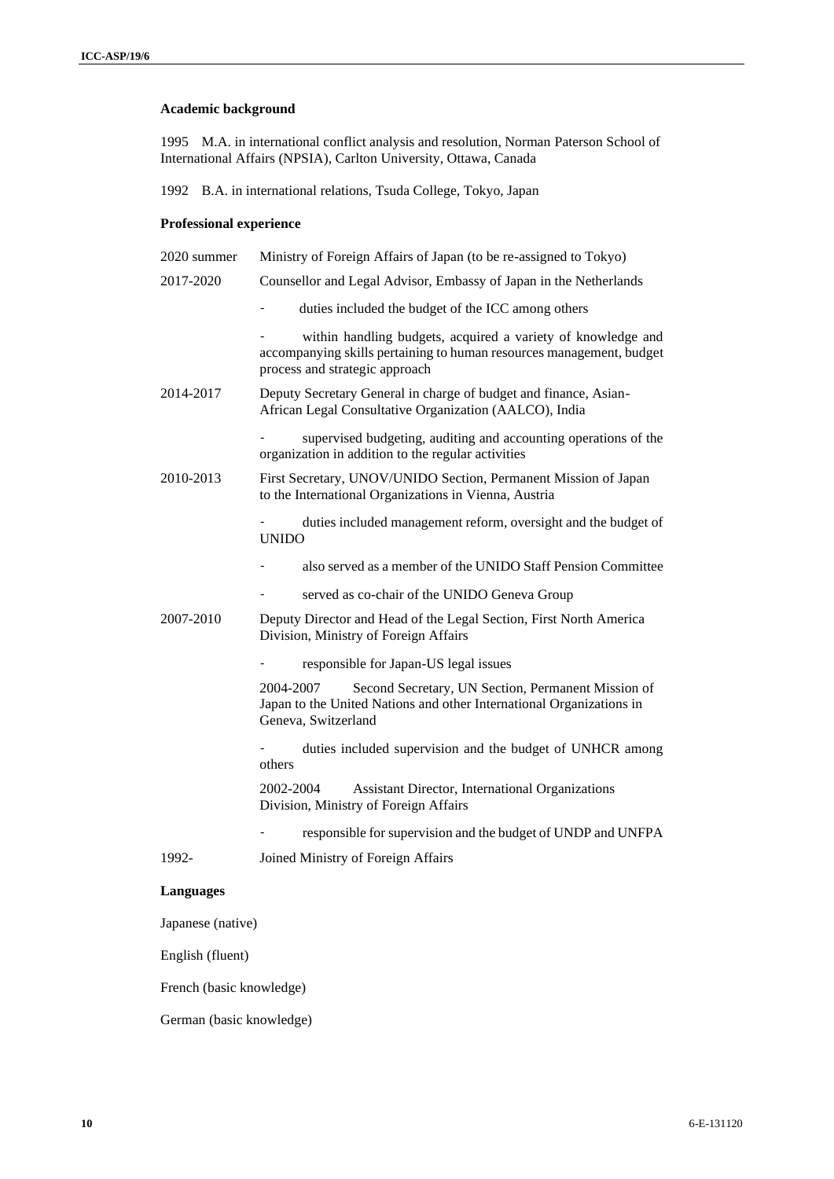**Academic background**

1995 M.A. in international conflict analysis and resolution, Norman Paterson School of International Affairs (NPSIA), Carlton University, Ottawa, Canada

1992 B.A. in international relations, Tsuda College, Tokyo, Japan

**Professional experience**

2020 summer Ministry of Foreign Affairs of Japan (to be re-assigned to Tokyo)

2017-2020 Counsellor and Legal Advisor, Embassy of Japan in the Netherlands

- duties included the budget of the ICC among others
- within handling budgets, acquired a variety of knowledge and accompanying skills pertaining to human resources management, budget process and strategic approach

2014-2017 Deputy Secretary General in charge of budget and finance, Asian-African Legal Consultative Organization (AALCO), India

- supervised budgeting, auditing and accounting operations of the organization in addition to the regular activities

2010-2013 First Secretary, UNOV/UNIDO Section, Permanent Mission of Japan to the International Organizations in Vienna, Austria

- duties included management reform, oversight and the budget of UNIDO
- also served as a member of the UNIDO Staff Pension Committee
- served as co-chair of the UNIDO Geneva Group

2007-2010 Deputy Director and Head of the Legal Section, First North America Division, Ministry of Foreign Affairs

- responsible for Japan-US legal issues

2004-2007 Second Secretary, UN Section, Permanent Mission of Japan to the United Nations and other International Organizations in Geneva, Switzerland

- duties included supervision and the budget of UNHCR among others

2002-2004 Assistant Director, International Organizations Division, Ministry of Foreign Affairs

- responsible for supervision and the budget of UNDP and UNFPA

1992- Joined Ministry of Foreign Affairs

**Languages**

Japanese (native)

English (fluent)

French (basic knowledge)

German (basic knowledge)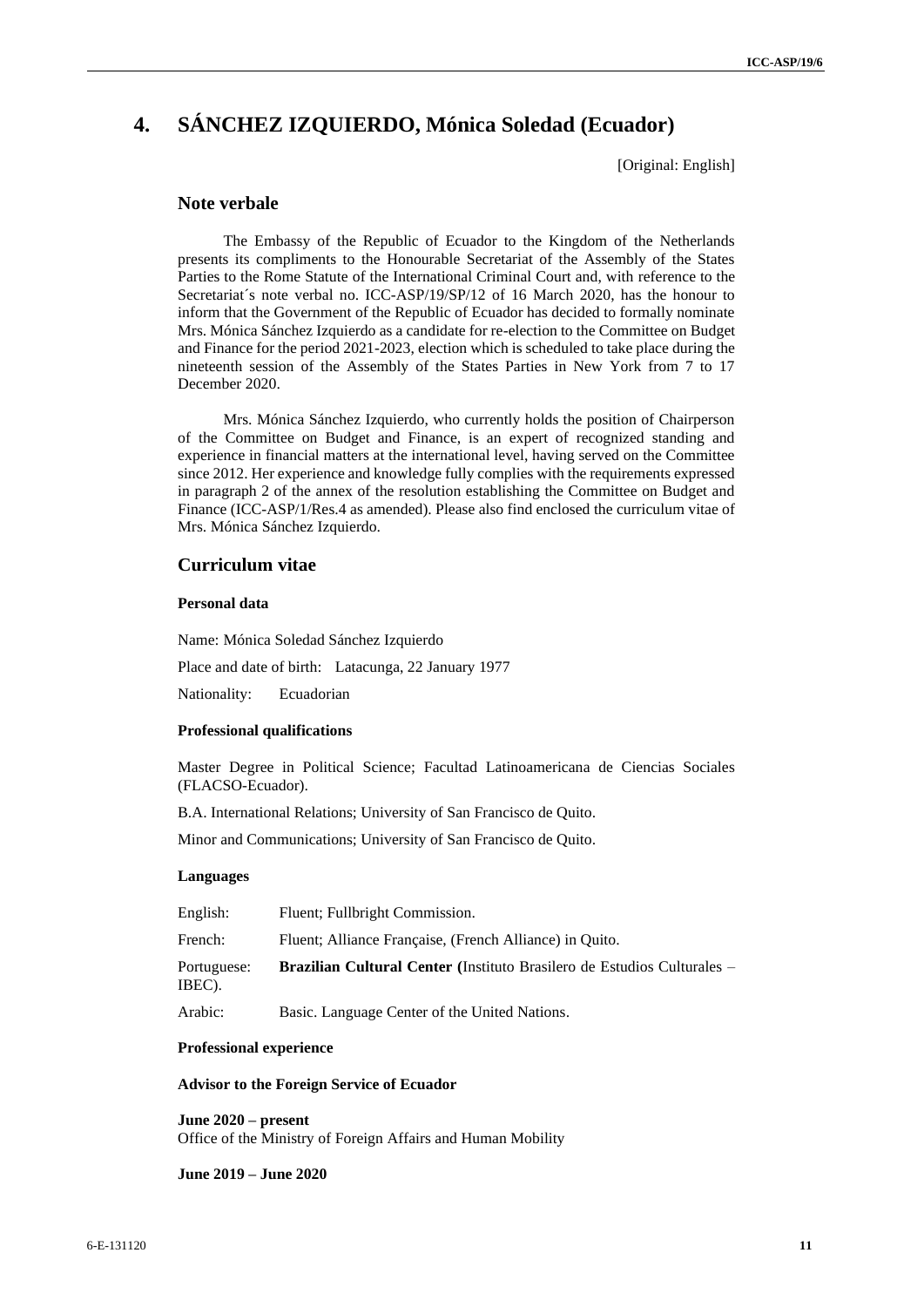# 4. SÁNCHEZ IZQUIERDO, Mónica Soledad (Ecuador)

[Original: English]

## Note verbale

The Embassy of the Republic of Ecuador to the Kingdom of the Netherlands presents its compliments to the Honourable Secretariat of the Assembly of the States Parties to the Rome Statute of the International Criminal Court and, with reference to the Secretariat´s note verbal no. ICC-ASP/19/SP/12 of 16 March 2020, has the honour to inform that the Government of the Republic of Ecuador has decided to formally nominate Mrs. Mónica Sánchez Izquierdo as a candidate for re-election to the Committee on Budget and Finance for the period 2021-2023, election which is scheduled to take place during the nineteenth session of the Assembly of the States Parties in New York from 7 to 17 December 2020.

Mrs. Mónica Sánchez Izquierdo, who currently holds the position of Chairperson of the Committee on Budget and Finance, is an expert of recognized standing and experience in financial matters at the international level, having served on the Committee since 2012. Her experience and knowledge fully complies with the requirements expressed in paragraph 2 of the annex of the resolution establishing the Committee on Budget and Finance (ICC-ASP/1/Res.4 as amended). Please also find enclosed the curriculum vitae of Mrs. Mónica Sánchez Izquierdo.

## Curriculum vitae

### Personal data

Name: Mónica Soledad Sánchez Izquierdo

Place and date of birth: Latacunga, 22 January 1977

Nationality: Ecuadorian

### Professional qualifications

Master Degree in Political Science; Facultad Latinoamericana de Ciencias Sociales (FLACSO-Ecuador).

B.A. International Relations; University of San Francisco de Quito.

Minor and Communications; University of San Francisco de Quito.

### Languages

English: Fluent; Fullbright Commission.

French: Fluent; Alliance Française, (French Alliance) in Quito.

Portuguese: **Brazilian Cultural Center (**Instituto Brasilero de Estudios Culturales – IBEC).

Arabic: Basic. Language Center of the United Nations.

### Professional experience

**Advisor to the Foreign Service of Ecuador**

**June 2020 – present**
Office of the Ministry of Foreign Affairs and Human Mobility

**June 2019 – June 2020**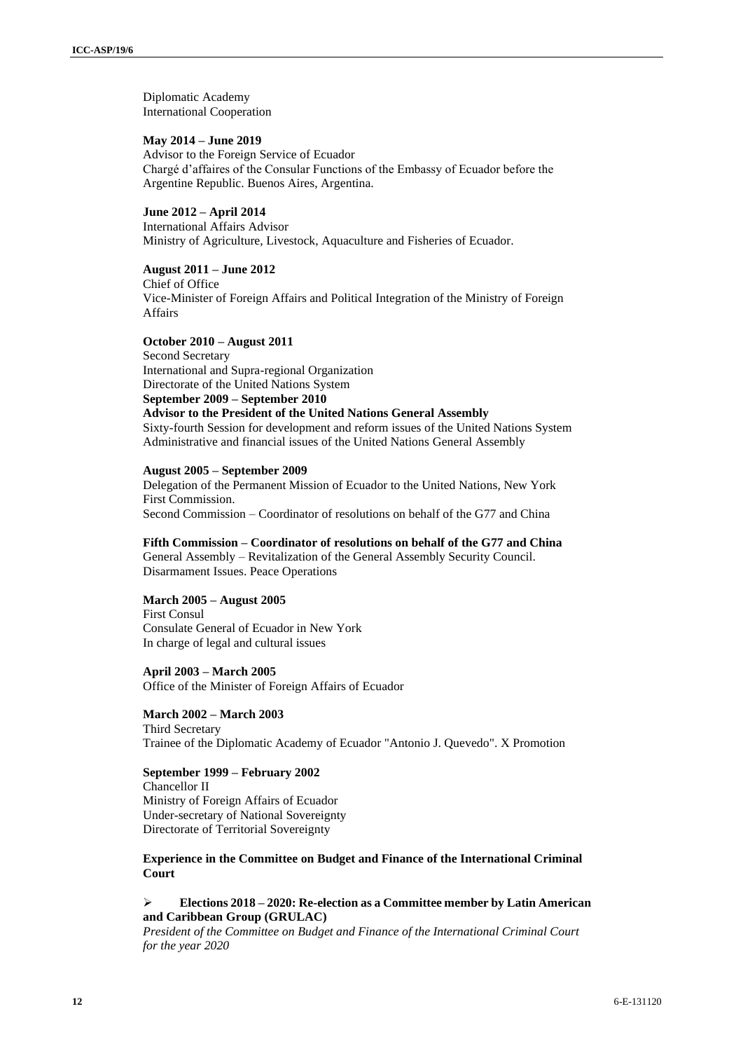Diplomatic Academy
International Cooperation

**May 2014 – June 2019**
Advisor to the Foreign Service of Ecuador
Chargé d'affaires of the Consular Functions of the Embassy of Ecuador before the Argentine Republic. Buenos Aires, Argentina.

**June 2012 – April 2014**
International Affairs Advisor
Ministry of Agriculture, Livestock, Aquaculture and Fisheries of Ecuador.

**August 2011 – June 2012**
Chief of Office
Vice-Minister of Foreign Affairs and Political Integration of the Ministry of Foreign Affairs

**October 2010 – August 2011**
Second Secretary
International and Supra-regional Organization
Directorate of the United Nations System
**September 2009 – September 2010**
**Advisor to the President of the United Nations General Assembly**
Sixty-fourth Session for development and reform issues of the United Nations System
Administrative and financial issues of the United Nations General Assembly

**August 2005 – September 2009**
Delegation of the Permanent Mission of Ecuador to the United Nations, New York
First Commission.
Second Commission – Coordinator of resolutions on behalf of the G77 and China

**Fifth Commission – Coordinator of resolutions on behalf of the G77 and China**
General Assembly – Revitalization of the General Assembly Security Council.
Disarmament Issues. Peace Operations

**March 2005 – August 2005**
First Consul
Consulate General of Ecuador in New York
In charge of legal and cultural issues

**April 2003 – March 2005**
Office of the Minister of Foreign Affairs of Ecuador

**March 2002 – March 2003**
Third Secretary
Trainee of the Diplomatic Academy of Ecuador "Antonio J. Quevedo". X Promotion

**September 1999 – February 2002**
Chancellor II
Ministry of Foreign Affairs of Ecuador
Under-secretary of National Sovereignty
Directorate of Territorial Sovereignty

**Experience in the Committee on Budget and Finance of the International Criminal Court**

- **Elections 2018 – 2020: Re-election as a Committee member by Latin American and Caribbean Group (GRULAC)**
*President of the Committee on Budget and Finance of the International Criminal Court for the year 2020*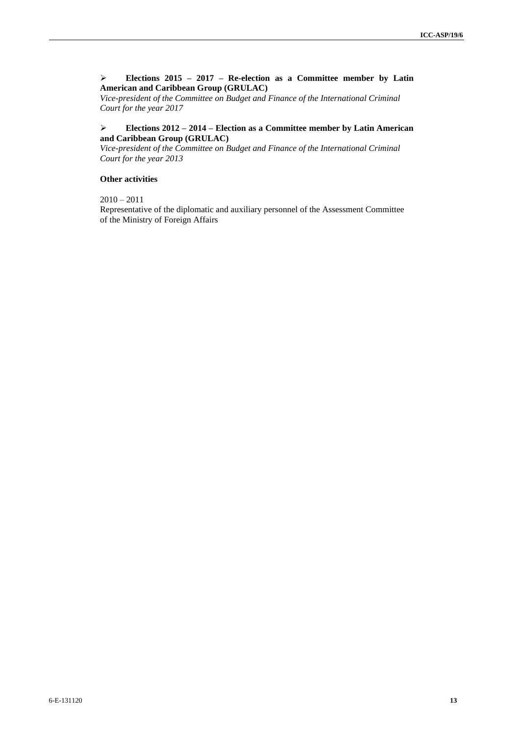- **Elections 2015 – 2017 – Re-election as a Committee member by Latin American and Caribbean Group (GRULAC)**

*Vice-president of the Committee on Budget and Finance of the International Criminal Court for the year 2017*

- **Elections 2012 – 2014 – Election as a Committee member by Latin American and Caribbean Group (GRULAC)**

*Vice-president of the Committee on Budget and Finance of the International Criminal Court for the year 2013*

**Other activities**

2010 – 2011

Representative of the diplomatic and auxiliary personnel of the Assessment Committee of the Ministry of Foreign Affairs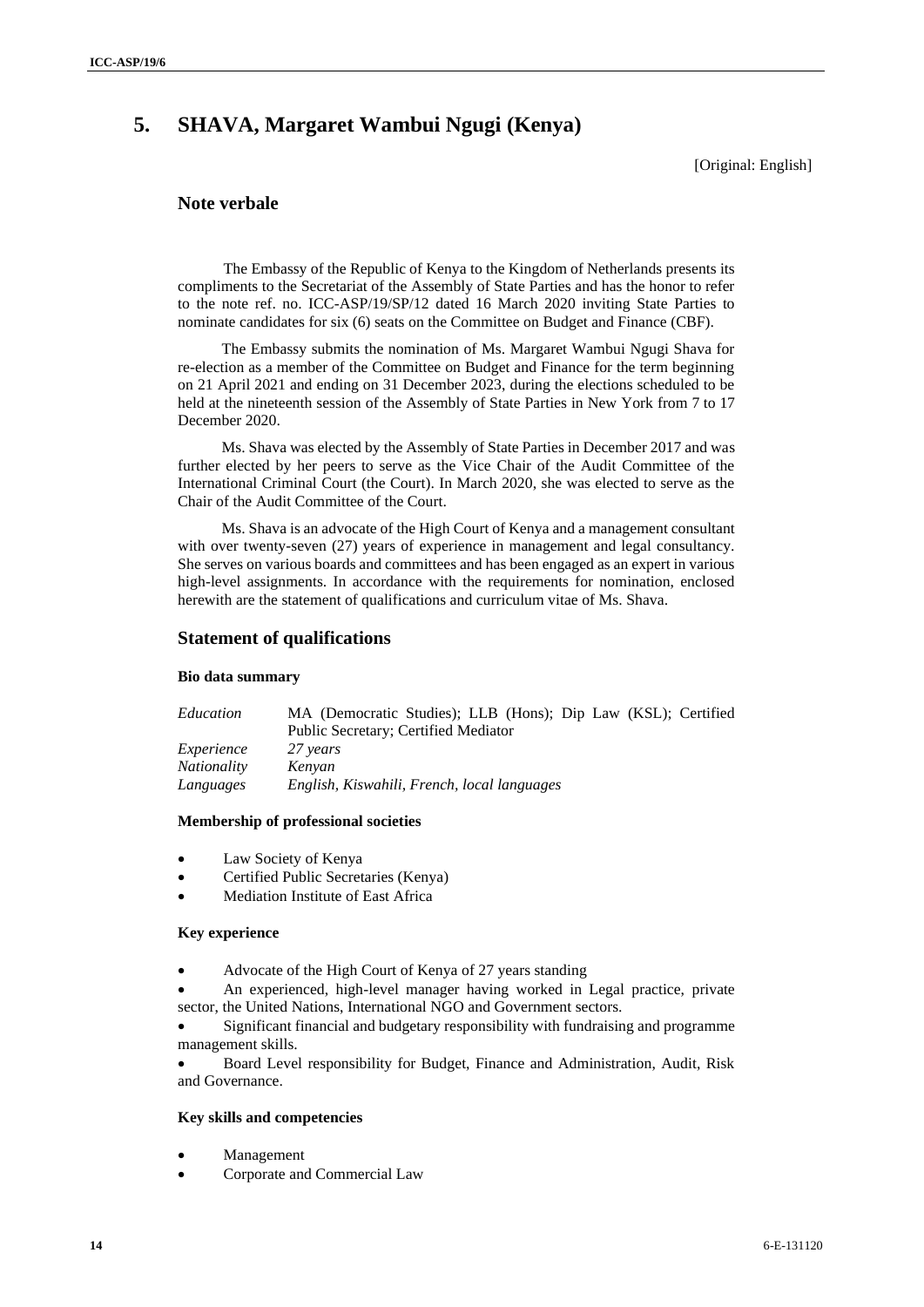# 5. SHAVA, Margaret Wambui Ngugi (Kenya)

[Original: English]

## Note verbale

The Embassy of the Republic of Kenya to the Kingdom of Netherlands presents its compliments to the Secretariat of the Assembly of State Parties and has the honor to refer to the note ref. no. ICC-ASP/19/SP/12 dated 16 March 2020 inviting State Parties to nominate candidates for six (6) seats on the Committee on Budget and Finance (CBF).

The Embassy submits the nomination of Ms. Margaret Wambui Ngugi Shava for re-election as a member of the Committee on Budget and Finance for the term beginning on 21 April 2021 and ending on 31 December 2023, during the elections scheduled to be held at the nineteenth session of the Assembly of State Parties in New York from 7 to 17 December 2020.

Ms. Shava was elected by the Assembly of State Parties in December 2017 and was further elected by her peers to serve as the Vice Chair of the Audit Committee of the International Criminal Court (the Court). In March 2020, she was elected to serve as the Chair of the Audit Committee of the Court.

Ms. Shava is an advocate of the High Court of Kenya and a management consultant with over twenty-seven (27) years of experience in management and legal consultancy. She serves on various boards and committees and has been engaged as an expert in various high-level assignments. In accordance with the requirements for nomination, enclosed herewith are the statement of qualifications and curriculum vitae of Ms. Shava.

## Statement of qualifications

#### Bio data summary

| | |
|---|---|
| *Education* | MA (Democratic Studies); LLB (Hons); Dip Law (KSL); Certified Public Secretary; Certified Mediator |
| *Experience* | *27 years* |
| *Nationality* | *Kenyan* |
| *Languages* | *English, Kiswahili, French, local languages* |

#### Membership of professional societies

- Law Society of Kenya
- Certified Public Secretaries (Kenya)
- Mediation Institute of East Africa

#### Key experience

- Advocate of the High Court of Kenya of 27 years standing
- An experienced, high-level manager having worked in Legal practice, private sector, the United Nations, International NGO and Government sectors.
- Significant financial and budgetary responsibility with fundraising and programme management skills.
- Board Level responsibility for Budget, Finance and Administration, Audit, Risk and Governance.

#### Key skills and competencies

- Management
- Corporate and Commercial Law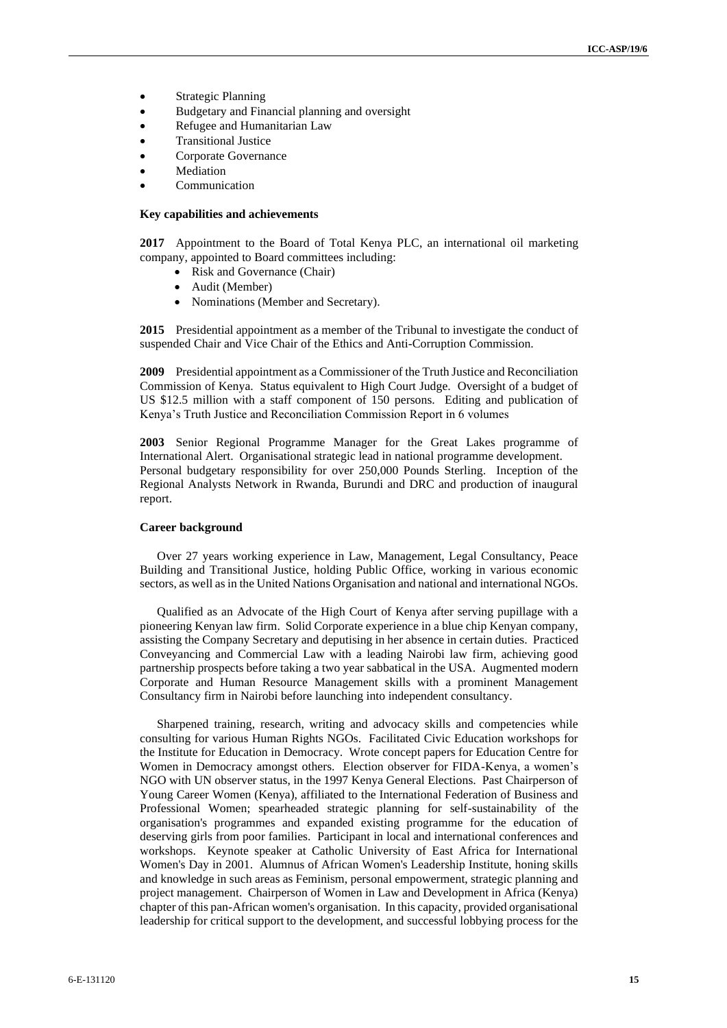- Strategic Planning
- Budgetary and Financial planning and oversight
- Refugee and Humanitarian Law
- Transitional Justice
- Corporate Governance
- Mediation
- Communication

**Key capabilities and achievements**

**2017** Appointment to the Board of Total Kenya PLC, an international oil marketing company, appointed to Board committees including:

- Risk and Governance (Chair)
- Audit (Member)
- Nominations (Member and Secretary).

**2015** Presidential appointment as a member of the Tribunal to investigate the conduct of suspended Chair and Vice Chair of the Ethics and Anti-Corruption Commission.

**2009** Presidential appointment as a Commissioner of the Truth Justice and Reconciliation Commission of Kenya. Status equivalent to High Court Judge. Oversight of a budget of US $12.5 million with a staff component of 150 persons. Editing and publication of Kenya's Truth Justice and Reconciliation Commission Report in 6 volumes

**2003** Senior Regional Programme Manager for the Great Lakes programme of International Alert. Organisational strategic lead in national programme development. Personal budgetary responsibility for over 250,000 Pounds Sterling. Inception of the Regional Analysts Network in Rwanda, Burundi and DRC and production of inaugural report.

**Career background**

Over 27 years working experience in Law, Management, Legal Consultancy, Peace Building and Transitional Justice, holding Public Office, working in various economic sectors, as well as in the United Nations Organisation and national and international NGOs.

Qualified as an Advocate of the High Court of Kenya after serving pupillage with a pioneering Kenyan law firm. Solid Corporate experience in a blue chip Kenyan company, assisting the Company Secretary and deputising in her absence in certain duties. Practiced Conveyancing and Commercial Law with a leading Nairobi law firm, achieving good partnership prospects before taking a two year sabbatical in the USA. Augmented modern Corporate and Human Resource Management skills with a prominent Management Consultancy firm in Nairobi before launching into independent consultancy.

Sharpened training, research, writing and advocacy skills and competencies while consulting for various Human Rights NGOs. Facilitated Civic Education workshops for the Institute for Education in Democracy. Wrote concept papers for Education Centre for Women in Democracy amongst others. Election observer for FIDA-Kenya, a women's NGO with UN observer status, in the 1997 Kenya General Elections. Past Chairperson of Young Career Women (Kenya), affiliated to the International Federation of Business and Professional Women; spearheaded strategic planning for self-sustainability of the organisation's programmes and expanded existing programme for the education of deserving girls from poor families. Participant in local and international conferences and workshops. Keynote speaker at Catholic University of East Africa for International Women's Day in 2001. Alumnus of African Women's Leadership Institute, honing skills and knowledge in such areas as Feminism, personal empowerment, strategic planning and project management. Chairperson of Women in Law and Development in Africa (Kenya) chapter of this pan-African women's organisation. In this capacity, provided organisational leadership for critical support to the development, and successful lobbying process for the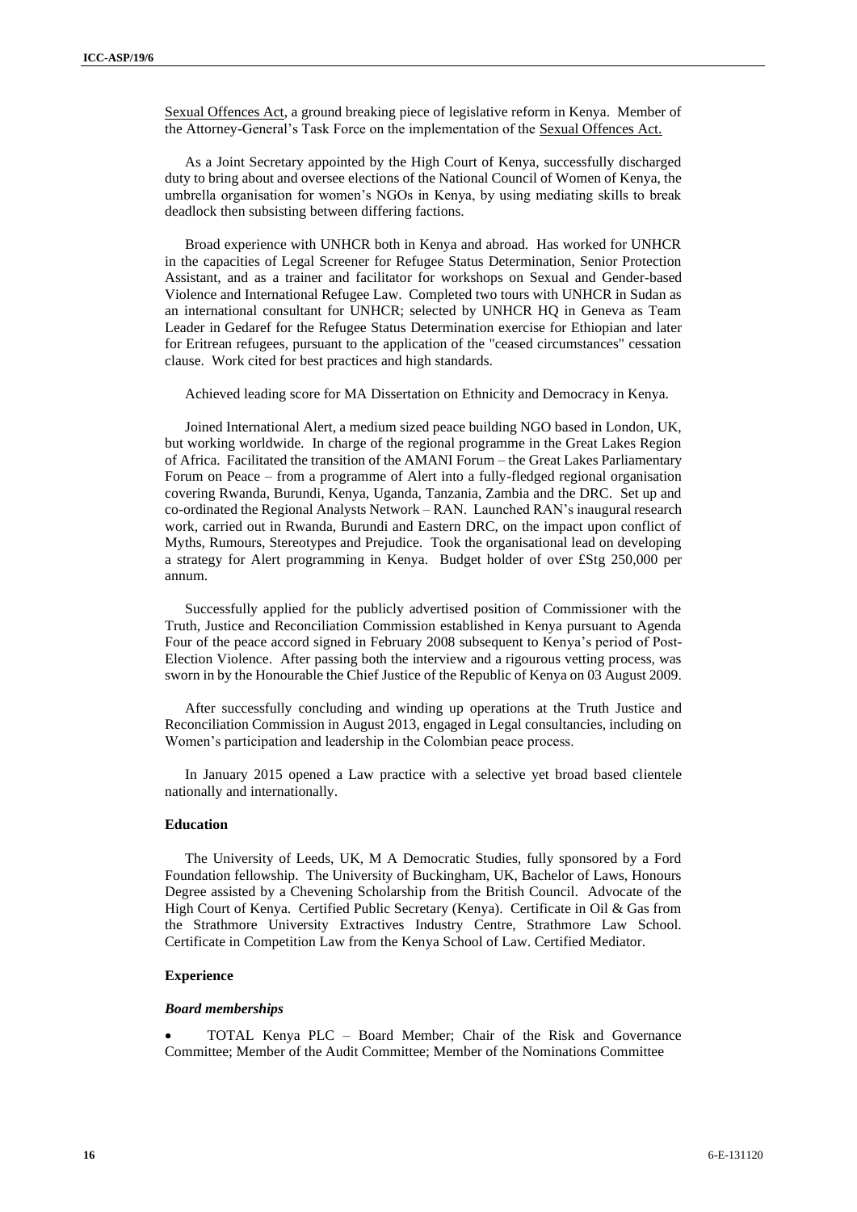Sexual Offences Act, a ground breaking piece of legislative reform in Kenya. Member of the Attorney-General's Task Force on the implementation of the Sexual Offences Act.

As a Joint Secretary appointed by the High Court of Kenya, successfully discharged duty to bring about and oversee elections of the National Council of Women of Kenya, the umbrella organisation for women's NGOs in Kenya, by using mediating skills to break deadlock then subsisting between differing factions.

Broad experience with UNHCR both in Kenya and abroad. Has worked for UNHCR in the capacities of Legal Screener for Refugee Status Determination, Senior Protection Assistant, and as a trainer and facilitator for workshops on Sexual and Gender-based Violence and International Refugee Law. Completed two tours with UNHCR in Sudan as an international consultant for UNHCR; selected by UNHCR HQ in Geneva as Team Leader in Gedaref for the Refugee Status Determination exercise for Ethiopian and later for Eritrean refugees, pursuant to the application of the "ceased circumstances" cessation clause. Work cited for best practices and high standards.

Achieved leading score for MA Dissertation on Ethnicity and Democracy in Kenya.

Joined International Alert, a medium sized peace building NGO based in London, UK, but working worldwide. In charge of the regional programme in the Great Lakes Region of Africa. Facilitated the transition of the AMANI Forum – the Great Lakes Parliamentary Forum on Peace – from a programme of Alert into a fully-fledged regional organisation covering Rwanda, Burundi, Kenya, Uganda, Tanzania, Zambia and the DRC. Set up and co-ordinated the Regional Analysts Network – RAN. Launched RAN's inaugural research work, carried out in Rwanda, Burundi and Eastern DRC, on the impact upon conflict of Myths, Rumours, Stereotypes and Prejudice. Took the organisational lead on developing a strategy for Alert programming in Kenya. Budget holder of over £Stg 250,000 per annum.

Successfully applied for the publicly advertised position of Commissioner with the Truth, Justice and Reconciliation Commission established in Kenya pursuant to Agenda Four of the peace accord signed in February 2008 subsequent to Kenya's period of Post-Election Violence. After passing both the interview and a rigourous vetting process, was sworn in by the Honourable the Chief Justice of the Republic of Kenya on 03 August 2009.

After successfully concluding and winding up operations at the Truth Justice and Reconciliation Commission in August 2013, engaged in Legal consultancies, including on Women's participation and leadership in the Colombian peace process.

In January 2015 opened a Law practice with a selective yet broad based clientele nationally and internationally.

#### Education

The University of Leeds, UK, M A Democratic Studies, fully sponsored by a Ford Foundation fellowship. The University of Buckingham, UK, Bachelor of Laws, Honours Degree assisted by a Chevening Scholarship from the British Council. Advocate of the High Court of Kenya. Certified Public Secretary (Kenya). Certificate in Oil & Gas from the Strathmore University Extractives Industry Centre, Strathmore Law School. Certificate in Competition Law from the Kenya School of Law. Certified Mediator.

#### Experience

##### *Board memberships*

- TOTAL Kenya PLC – Board Member; Chair of the Risk and Governance Committee; Member of the Audit Committee; Member of the Nominations Committee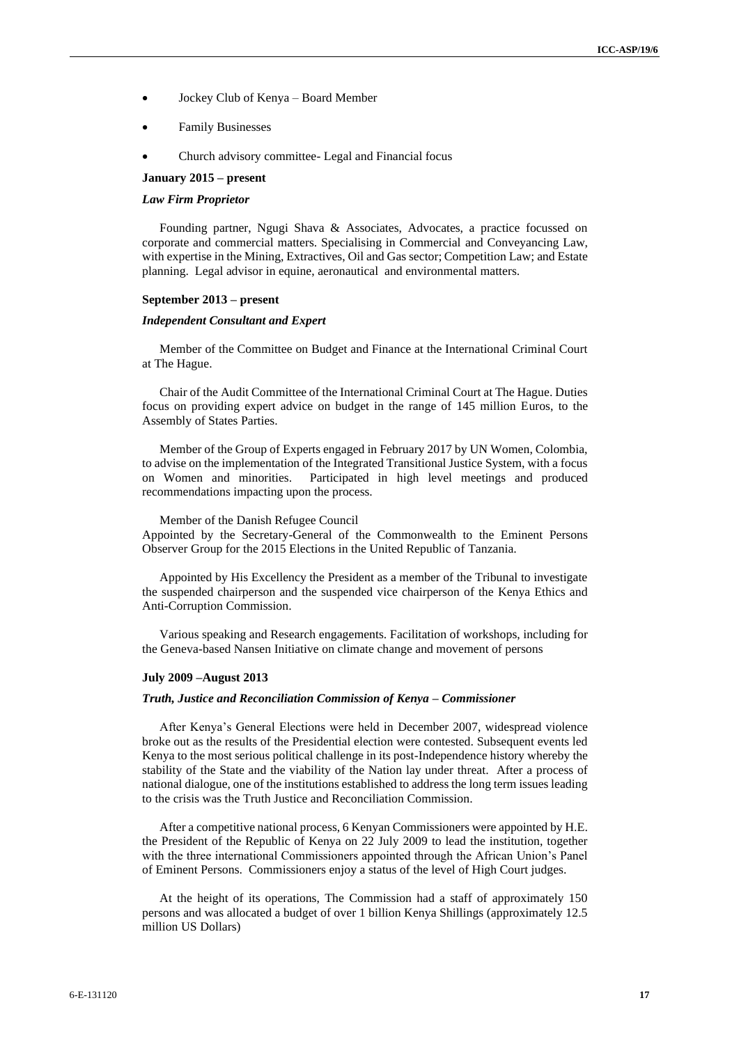- Jockey Club of Kenya – Board Member
- Family Businesses
- Church advisory committee- Legal and Financial focus

**January 2015 – present**

***Law Firm Proprietor***

Founding partner, Ngugi Shava & Associates, Advocates, a practice focussed on corporate and commercial matters. Specialising in Commercial and Conveyancing Law, with expertise in the Mining, Extractives, Oil and Gas sector; Competition Law; and Estate planning. Legal advisor in equine, aeronautical and environmental matters.

**September 2013 – present**

***Independent Consultant and Expert***

Member of the Committee on Budget and Finance at the International Criminal Court at The Hague.

Chair of the Audit Committee of the International Criminal Court at The Hague. Duties focus on providing expert advice on budget in the range of 145 million Euros, to the Assembly of States Parties.

Member of the Group of Experts engaged in February 2017 by UN Women, Colombia, to advise on the implementation of the Integrated Transitional Justice System, with a focus on Women and minorities. Participated in high level meetings and produced recommendations impacting upon the process.

Member of the Danish Refugee Council
Appointed by the Secretary-General of the Commonwealth to the Eminent Persons Observer Group for the 2015 Elections in the United Republic of Tanzania.

Appointed by His Excellency the President as a member of the Tribunal to investigate the suspended chairperson and the suspended vice chairperson of the Kenya Ethics and Anti-Corruption Commission.

Various speaking and Research engagements. Facilitation of workshops, including for the Geneva-based Nansen Initiative on climate change and movement of persons

**July 2009 –August 2013**

***Truth, Justice and Reconciliation Commission of Kenya – Commissioner***

After Kenya's General Elections were held in December 2007, widespread violence broke out as the results of the Presidential election were contested. Subsequent events led Kenya to the most serious political challenge in its post-Independence history whereby the stability of the State and the viability of the Nation lay under threat. After a process of national dialogue, one of the institutions established to address the long term issues leading to the crisis was the Truth Justice and Reconciliation Commission.

After a competitive national process, 6 Kenyan Commissioners were appointed by H.E. the President of the Republic of Kenya on 22 July 2009 to lead the institution, together with the three international Commissioners appointed through the African Union's Panel of Eminent Persons. Commissioners enjoy a status of the level of High Court judges.

At the height of its operations, The Commission had a staff of approximately 150 persons and was allocated a budget of over 1 billion Kenya Shillings (approximately 12.5 million US Dollars)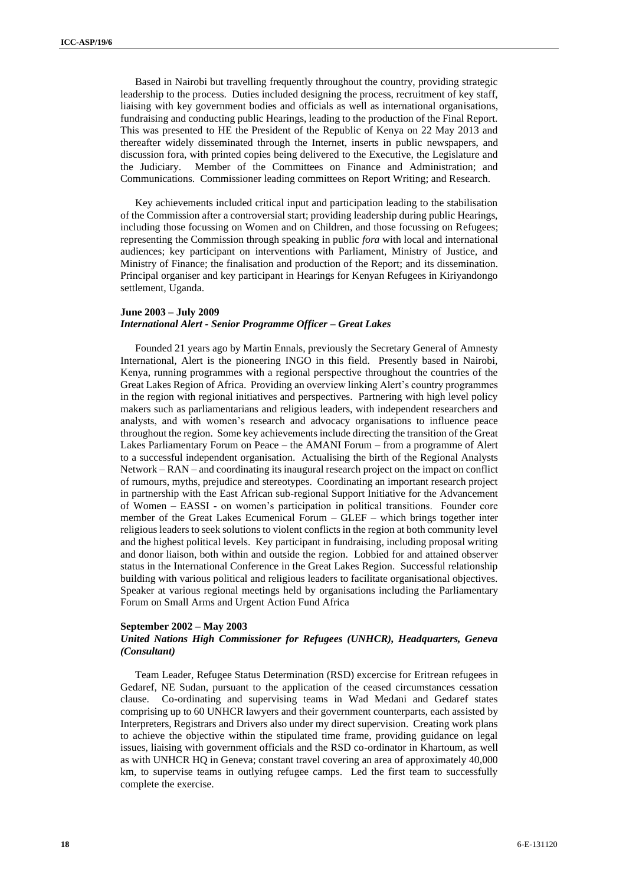Based in Nairobi but travelling frequently throughout the country, providing strategic leadership to the process. Duties included designing the process, recruitment of key staff, liaising with key government bodies and officials as well as international organisations, fundraising and conducting public Hearings, leading to the production of the Final Report. This was presented to HE the President of the Republic of Kenya on 22 May 2013 and thereafter widely disseminated through the Internet, inserts in public newspapers, and discussion fora, with printed copies being delivered to the Executive, the Legislature and the Judiciary. Member of the Committees on Finance and Administration; and Communications. Commissioner leading committees on Report Writing; and Research.

Key achievements included critical input and participation leading to the stabilisation of the Commission after a controversial start; providing leadership during public Hearings, including those focussing on Women and on Children, and those focussing on Refugees; representing the Commission through speaking in public *fora* with local and international audiences; key participant on interventions with Parliament, Ministry of Justice, and Ministry of Finance; the finalisation and production of the Report; and its dissemination. Principal organiser and key participant in Hearings for Kenyan Refugees in Kiriyandongo settlement, Uganda.

**June 2003 – July 2009**
***International Alert - Senior Programme Officer – Great Lakes***

Founded 21 years ago by Martin Ennals, previously the Secretary General of Amnesty International, Alert is the pioneering INGO in this field. Presently based in Nairobi, Kenya, running programmes with a regional perspective throughout the countries of the Great Lakes Region of Africa. Providing an overview linking Alert's country programmes in the region with regional initiatives and perspectives. Partnering with high level policy makers such as parliamentarians and religious leaders, with independent researchers and analysts, and with women's research and advocacy organisations to influence peace throughout the region. Some key achievements include directing the transition of the Great Lakes Parliamentary Forum on Peace – the AMANI Forum – from a programme of Alert to a successful independent organisation. Actualising the birth of the Regional Analysts Network – RAN – and coordinating its inaugural research project on the impact on conflict of rumours, myths, prejudice and stereotypes. Coordinating an important research project in partnership with the East African sub-regional Support Initiative for the Advancement of Women – EASSI - on women's participation in political transitions. Founder core member of the Great Lakes Ecumenical Forum – GLEF – which brings together inter religious leaders to seek solutions to violent conflicts in the region at both community level and the highest political levels. Key participant in fundraising, including proposal writing and donor liaison, both within and outside the region. Lobbied for and attained observer status in the International Conference in the Great Lakes Region. Successful relationship building with various political and religious leaders to facilitate organisational objectives. Speaker at various regional meetings held by organisations including the Parliamentary Forum on Small Arms and Urgent Action Fund Africa

**September 2002 – May 2003**
***United Nations High Commissioner for Refugees (UNHCR), Headquarters, Geneva (Consultant)***

Team Leader, Refugee Status Determination (RSD) excercise for Eritrean refugees in Gedaref, NE Sudan, pursuant to the application of the ceased circumstances cessation clause. Co-ordinating and supervising teams in Wad Medani and Gedaref states comprising up to 60 UNHCR lawyers and their government counterparts, each assisted by Interpreters, Registrars and Drivers also under my direct supervision. Creating work plans to achieve the objective within the stipulated time frame, providing guidance on legal issues, liaising with government officials and the RSD co-ordinator in Khartoum, as well as with UNHCR HQ in Geneva; constant travel covering an area of approximately 40,000 km, to supervise teams in outlying refugee camps. Led the first team to successfully complete the exercise.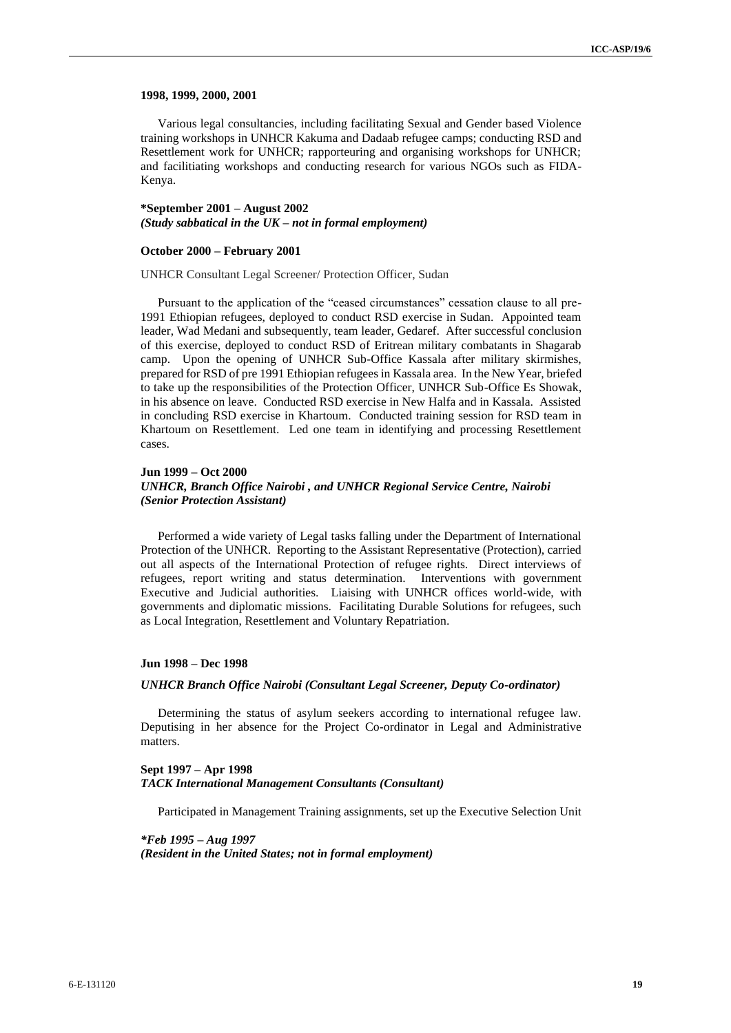**1998, 1999, 2000, 2001**

Various legal consultancies, including facilitating Sexual and Gender based Violence training workshops in UNHCR Kakuma and Dadaab refugee camps; conducting RSD and Resettlement work for UNHCR; rapporteuring and organising workshops for UNHCR; and facilitiating workshops and conducting research for various NGOs such as FIDA-Kenya.

***September 2001 – August 2002**
***(Study sabbatical in the UK – not in formal employment)***

**October 2000 – February 2001**

UNHCR Consultant Legal Screener/ Protection Officer, Sudan

Pursuant to the application of the "ceased circumstances" cessation clause to all pre-1991 Ethiopian refugees, deployed to conduct RSD exercise in Sudan. Appointed team leader, Wad Medani and subsequently, team leader, Gedaref. After successful conclusion of this exercise, deployed to conduct RSD of Eritrean military combatants in Shagarab camp. Upon the opening of UNHCR Sub-Office Kassala after military skirmishes, prepared for RSD of pre 1991 Ethiopian refugees in Kassala area. In the New Year, briefed to take up the responsibilities of the Protection Officer, UNHCR Sub-Office Es Showak, in his absence on leave. Conducted RSD exercise in New Halfa and in Kassala. Assisted in concluding RSD exercise in Khartoum. Conducted training session for RSD team in Khartoum on Resettlement. Led one team in identifying and processing Resettlement cases.

**Jun 1999 – Oct 2000**
***UNHCR, Branch Office Nairobi , and UNHCR Regional Service Centre, Nairobi (Senior Protection Assistant)***

Performed a wide variety of Legal tasks falling under the Department of International Protection of the UNHCR. Reporting to the Assistant Representative (Protection), carried out all aspects of the International Protection of refugee rights. Direct interviews of refugees, report writing and status determination. Interventions with government Executive and Judicial authorities. Liaising with UNHCR offices world-wide, with governments and diplomatic missions. Facilitating Durable Solutions for refugees, such as Local Integration, Resettlement and Voluntary Repatriation.

**Jun 1998 – Dec 1998**

***UNHCR Branch Office Nairobi (Consultant Legal Screener, Deputy Co-ordinator)***

Determining the status of asylum seekers according to international refugee law. Deputising in her absence for the Project Co-ordinator in Legal and Administrative matters.

**Sept 1997 – Apr 1998**
***TACK International Management Consultants (Consultant)***

Participated in Management Training assignments, set up the Executive Selection Unit

***\*Feb 1995 – Aug 1997***
***(Resident in the United States; not in formal employment)***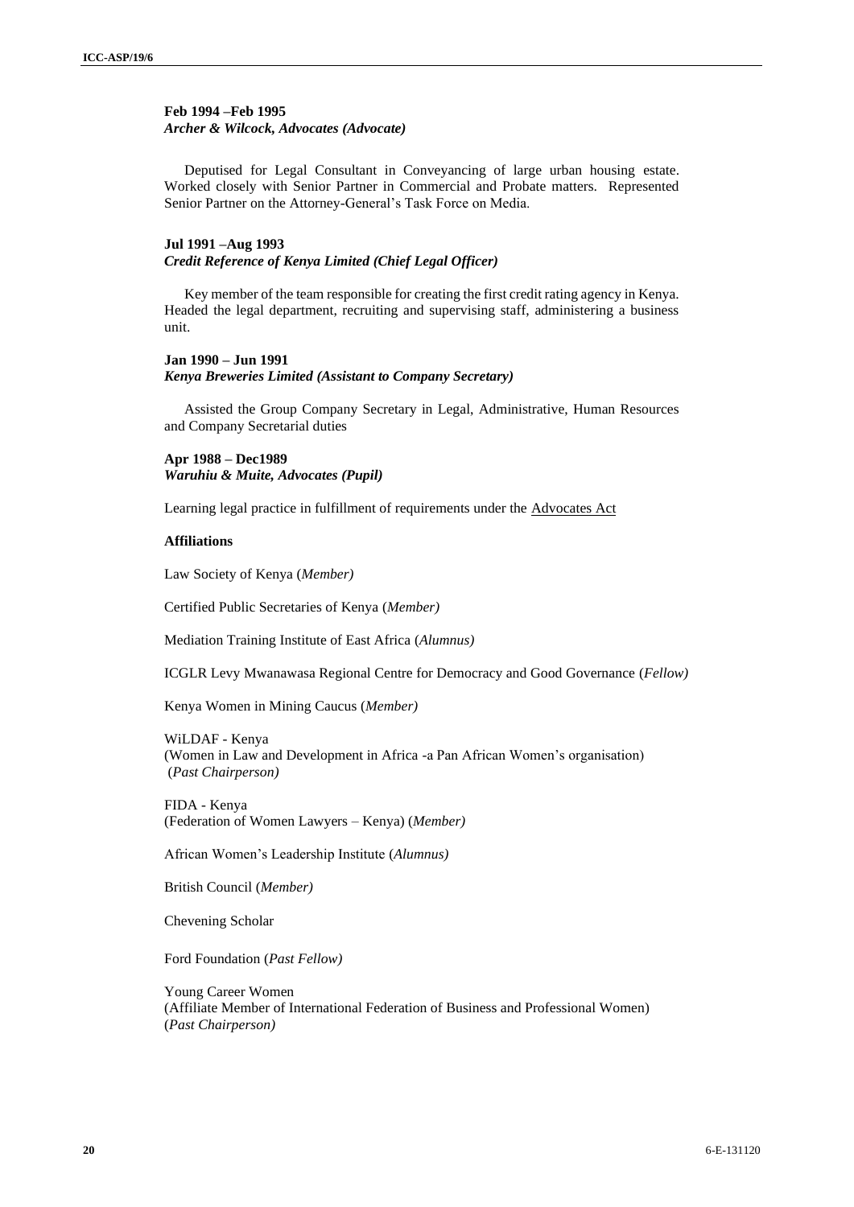**Feb 1994 –Feb 1995**
***Archer & Wilcock, Advocates (Advocate)***

Deputised for Legal Consultant in Conveyancing of large urban housing estate. Worked closely with Senior Partner in Commercial and Probate matters. Represented Senior Partner on the Attorney-General's Task Force on Media.

**Jul 1991 –Aug 1993**
***Credit Reference of Kenya Limited (Chief Legal Officer)***

Key member of the team responsible for creating the first credit rating agency in Kenya. Headed the legal department, recruiting and supervising staff, administering a business unit.

**Jan 1990 – Jun 1991**
***Kenya Breweries Limited (Assistant to Company Secretary)***

Assisted the Group Company Secretary in Legal, Administrative, Human Resources and Company Secretarial duties

**Apr 1988 – Dec1989**
***Waruhiu & Muite, Advocates (Pupil)***

Learning legal practice in fulfillment of requirements under the Advocates Act

**Affiliations**

Law Society of Kenya (*Member)*

Certified Public Secretaries of Kenya (*Member)*

Mediation Training Institute of East Africa (*Alumnus)*

ICGLR Levy Mwanawasa Regional Centre for Democracy and Good Governance (*Fellow)*

Kenya Women in Mining Caucus (*Member)*

WiLDAF - Kenya
(Women in Law and Development in Africa -a Pan African Women's organisation)
(*Past Chairperson)*

FIDA - Kenya
(Federation of Women Lawyers – Kenya) (*Member)*

African Women's Leadership Institute (*Alumnus)*

British Council (*Member)*

Chevening Scholar

Ford Foundation (*Past Fellow)*

Young Career Women
(Affiliate Member of International Federation of Business and Professional Women)
(*Past Chairperson)*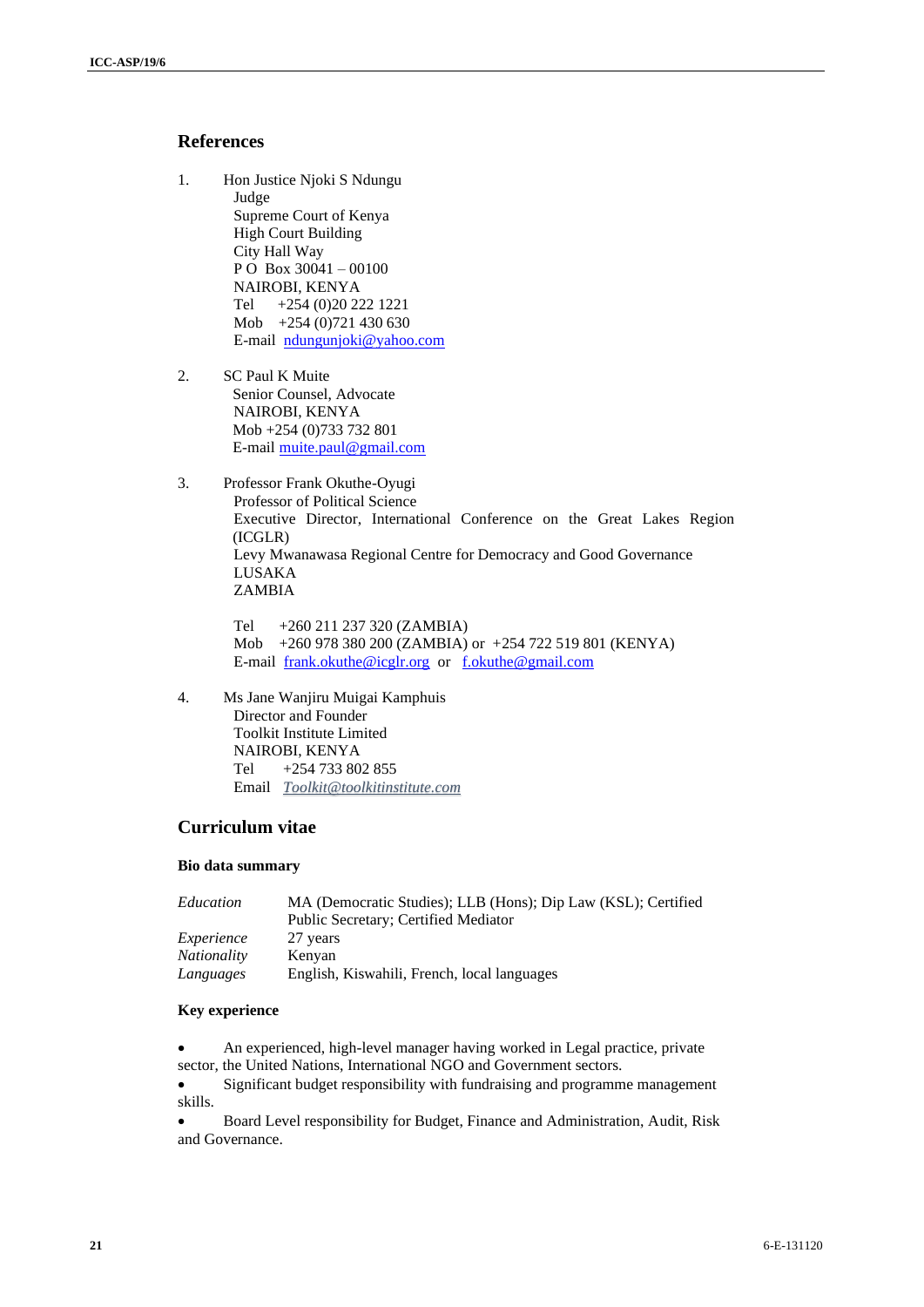## References

1. Hon Justice Njoki S Ndungu
   Judge
   Supreme Court of Kenya
   High Court Building
   City Hall Way
   P O Box 30041 – 00100
   NAIROBI, KENYA
   Tel +254 (0)20 222 1221
   Mob +254 (0)721 430 630
   E-mail ndungunjoki@yahoo.com

2. SC Paul K Muite
   Senior Counsel, Advocate
   NAIROBI, KENYA
   Mob +254 (0)733 732 801
   E-mail muite.paul@gmail.com

3. Professor Frank Okuthe-Oyugi
   Professor of Political Science
   Executive Director, International Conference on the Great Lakes Region (ICGLR)
   Levy Mwanawasa Regional Centre for Democracy and Good Governance
   LUSAKA
   ZAMBIA

   Tel +260 211 237 320 (ZAMBIA)
   Mob +260 978 380 200 (ZAMBIA) or +254 722 519 801 (KENYA)
   E-mail frank.okuthe@icglr.org or f.okuthe@gmail.com

4. Ms Jane Wanjiru Muigai Kamphuis
   Director and Founder
   Toolkit Institute Limited
   NAIROBI, KENYA
   Tel +254 733 802 855
   Email *Toolkit@toolkitinstitute.com*

## Curriculum vitae

### Bio data summary

| | |
|---|---|
| *Education* | MA (Democratic Studies); LLB (Hons); Dip Law (KSL); Certified Public Secretary; Certified Mediator |
| *Experience* | 27 years |
| *Nationality* | Kenyan |
| *Languages* | English, Kiswahili, French, local languages |

### Key experience

- An experienced, high-level manager having worked in Legal practice, private sector, the United Nations, International NGO and Government sectors.
- Significant budget responsibility with fundraising and programme management skills.
- Board Level responsibility for Budget, Finance and Administration, Audit, Risk and Governance.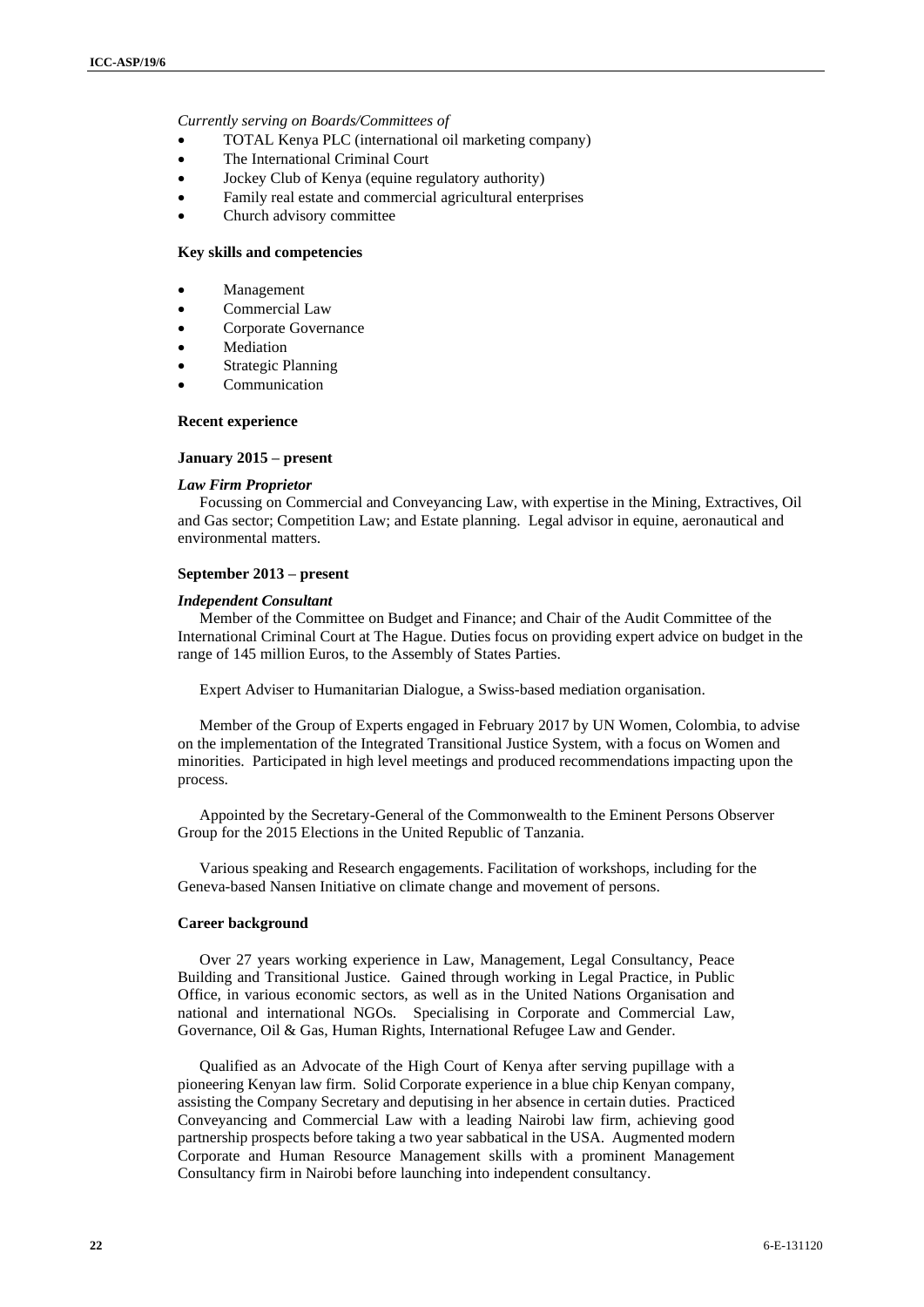*Currently serving on Boards/Committees of*

- TOTAL Kenya PLC (international oil marketing company)
- The International Criminal Court
- Jockey Club of Kenya (equine regulatory authority)
- Family real estate and commercial agricultural enterprises
- Church advisory committee

**Key skills and competencies**

- Management
- Commercial Law
- Corporate Governance
- Mediation
- Strategic Planning
- Communication

**Recent experience**

**January 2015 – present**

***Law Firm Proprietor***

Focussing on Commercial and Conveyancing Law, with expertise in the Mining, Extractives, Oil and Gas sector; Competition Law; and Estate planning. Legal advisor in equine, aeronautical and environmental matters.

**September 2013 – present**

***Independent Consultant***

Member of the Committee on Budget and Finance; and Chair of the Audit Committee of the International Criminal Court at The Hague. Duties focus on providing expert advice on budget in the range of 145 million Euros, to the Assembly of States Parties.

Expert Adviser to Humanitarian Dialogue, a Swiss-based mediation organisation.

Member of the Group of Experts engaged in February 2017 by UN Women, Colombia, to advise on the implementation of the Integrated Transitional Justice System, with a focus on Women and minorities. Participated in high level meetings and produced recommendations impacting upon the process.

Appointed by the Secretary-General of the Commonwealth to the Eminent Persons Observer Group for the 2015 Elections in the United Republic of Tanzania.

Various speaking and Research engagements. Facilitation of workshops, including for the Geneva-based Nansen Initiative on climate change and movement of persons.

**Career background**

Over 27 years working experience in Law, Management, Legal Consultancy, Peace Building and Transitional Justice. Gained through working in Legal Practice, in Public Office, in various economic sectors, as well as in the United Nations Organisation and national and international NGOs. Specialising in Corporate and Commercial Law, Governance, Oil & Gas, Human Rights, International Refugee Law and Gender.

Qualified as an Advocate of the High Court of Kenya after serving pupillage with a pioneering Kenyan law firm. Solid Corporate experience in a blue chip Kenyan company, assisting the Company Secretary and deputising in her absence in certain duties. Practiced Conveyancing and Commercial Law with a leading Nairobi law firm, achieving good partnership prospects before taking a two year sabbatical in the USA. Augmented modern Corporate and Human Resource Management skills with a prominent Management Consultancy firm in Nairobi before launching into independent consultancy.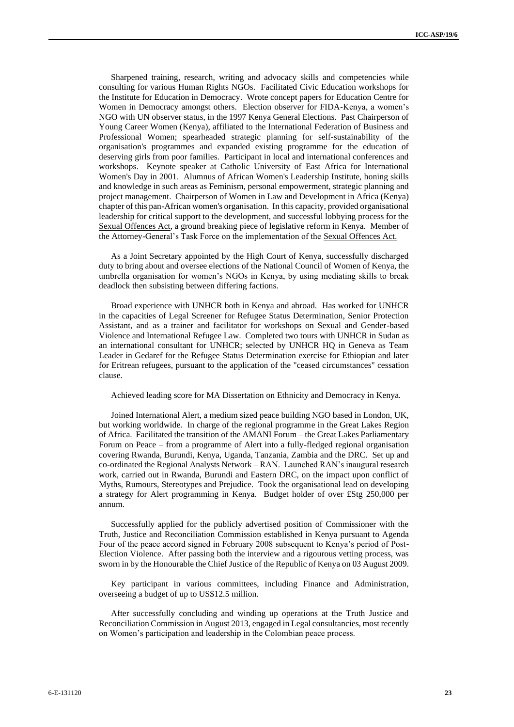Sharpened training, research, writing and advocacy skills and competencies while consulting for various Human Rights NGOs. Facilitated Civic Education workshops for the Institute for Education in Democracy. Wrote concept papers for Education Centre for Women in Democracy amongst others. Election observer for FIDA-Kenya, a women's NGO with UN observer status, in the 1997 Kenya General Elections. Past Chairperson of Young Career Women (Kenya), affiliated to the International Federation of Business and Professional Women; spearheaded strategic planning for self-sustainability of the organisation's programmes and expanded existing programme for the education of deserving girls from poor families. Participant in local and international conferences and workshops. Keynote speaker at Catholic University of East Africa for International Women's Day in 2001. Alumnus of African Women's Leadership Institute, honing skills and knowledge in such areas as Feminism, personal empowerment, strategic planning and project management. Chairperson of Women in Law and Development in Africa (Kenya) chapter of this pan-African women's organisation. In this capacity, provided organisational leadership for critical support to the development, and successful lobbying process for the Sexual Offences Act, a ground breaking piece of legislative reform in Kenya. Member of the Attorney-General's Task Force on the implementation of the Sexual Offences Act.

As a Joint Secretary appointed by the High Court of Kenya, successfully discharged duty to bring about and oversee elections of the National Council of Women of Kenya, the umbrella organisation for women's NGOs in Kenya, by using mediating skills to break deadlock then subsisting between differing factions.

Broad experience with UNHCR both in Kenya and abroad. Has worked for UNHCR in the capacities of Legal Screener for Refugee Status Determination, Senior Protection Assistant, and as a trainer and facilitator for workshops on Sexual and Gender-based Violence and International Refugee Law. Completed two tours with UNHCR in Sudan as an international consultant for UNHCR; selected by UNHCR HQ in Geneva as Team Leader in Gedaref for the Refugee Status Determination exercise for Ethiopian and later for Eritrean refugees, pursuant to the application of the "ceased circumstances" cessation clause.

Achieved leading score for MA Dissertation on Ethnicity and Democracy in Kenya.

Joined International Alert, a medium sized peace building NGO based in London, UK, but working worldwide. In charge of the regional programme in the Great Lakes Region of Africa. Facilitated the transition of the AMANI Forum – the Great Lakes Parliamentary Forum on Peace – from a programme of Alert into a fully-fledged regional organisation covering Rwanda, Burundi, Kenya, Uganda, Tanzania, Zambia and the DRC. Set up and co-ordinated the Regional Analysts Network – RAN. Launched RAN's inaugural research work, carried out in Rwanda, Burundi and Eastern DRC, on the impact upon conflict of Myths, Rumours, Stereotypes and Prejudice. Took the organisational lead on developing a strategy for Alert programming in Kenya. Budget holder of over £Stg 250,000 per annum.

Successfully applied for the publicly advertised position of Commissioner with the Truth, Justice and Reconciliation Commission established in Kenya pursuant to Agenda Four of the peace accord signed in February 2008 subsequent to Kenya's period of Post-Election Violence. After passing both the interview and a rigourous vetting process, was sworn in by the Honourable the Chief Justice of the Republic of Kenya on 03 August 2009.

Key participant in various committees, including Finance and Administration, overseeing a budget of up to US$12.5 million.

After successfully concluding and winding up operations at the Truth Justice and Reconciliation Commission in August 2013, engaged in Legal consultancies, most recently on Women's participation and leadership in the Colombian peace process.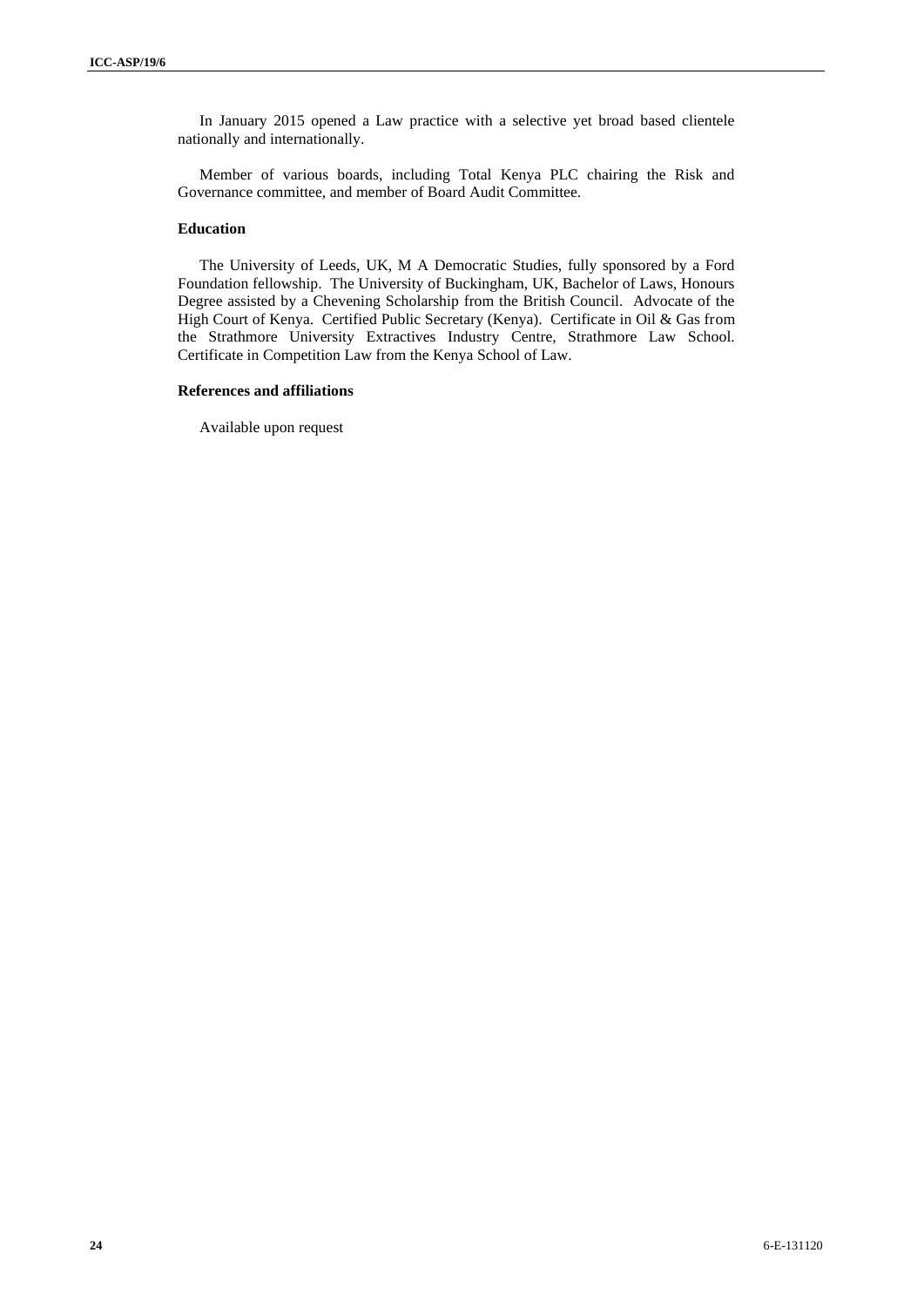In January 2015 opened a Law practice with a selective yet broad based clientele nationally and internationally.

Member of various boards, including Total Kenya PLC chairing the Risk and Governance committee, and member of Board Audit Committee.

#### Education

The University of Leeds, UK, M A Democratic Studies, fully sponsored by a Ford Foundation fellowship. The University of Buckingham, UK, Bachelor of Laws, Honours Degree assisted by a Chevening Scholarship from the British Council. Advocate of the High Court of Kenya. Certified Public Secretary (Kenya). Certificate in Oil & Gas from the Strathmore University Extractives Industry Centre, Strathmore Law School. Certificate in Competition Law from the Kenya School of Law.

#### References and affiliations

Available upon request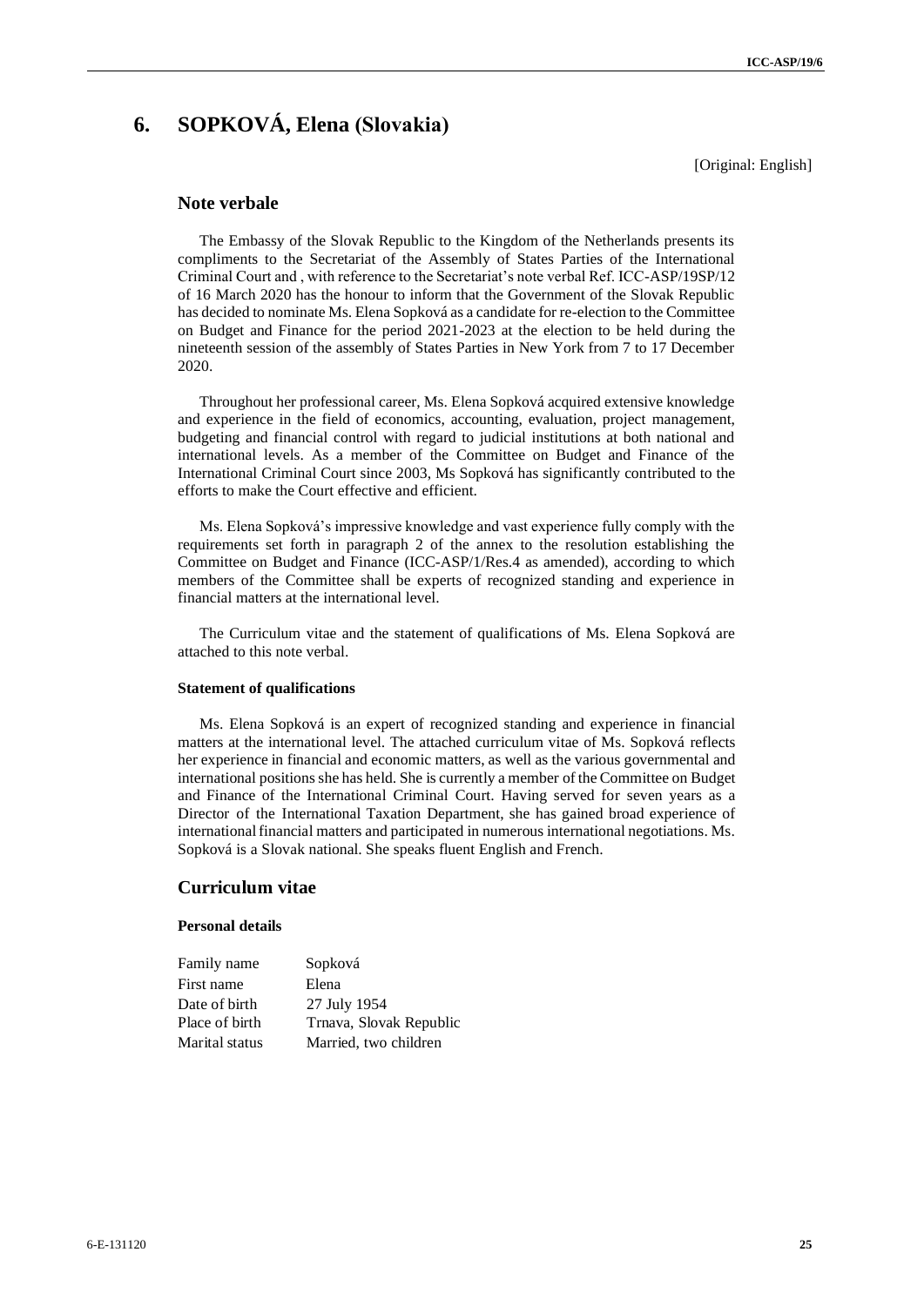# 6. SOPKOVÁ, Elena (Slovakia)

[Original: English]

## Note verbale

The Embassy of the Slovak Republic to the Kingdom of the Netherlands presents its compliments to the Secretariat of the Assembly of States Parties of the International Criminal Court and , with reference to the Secretariat's note verbal Ref. ICC-ASP/19SP/12 of 16 March 2020 has the honour to inform that the Government of the Slovak Republic has decided to nominate Ms. Elena Sopková as a candidate for re-election to the Committee on Budget and Finance for the period 2021-2023 at the election to be held during the nineteenth session of the assembly of States Parties in New York from 7 to 17 December 2020.

Throughout her professional career, Ms. Elena Sopková acquired extensive knowledge and experience in the field of economics, accounting, evaluation, project management, budgeting and financial control with regard to judicial institutions at both national and international levels. As a member of the Committee on Budget and Finance of the International Criminal Court since 2003, Ms Sopková has significantly contributed to the efforts to make the Court effective and efficient.

Ms. Elena Sopková's impressive knowledge and vast experience fully comply with the requirements set forth in paragraph 2 of the annex to the resolution establishing the Committee on Budget and Finance (ICC-ASP/1/Res.4 as amended), according to which members of the Committee shall be experts of recognized standing and experience in financial matters at the international level.

The Curriculum vitae and the statement of qualifications of Ms. Elena Sopková are attached to this note verbal.

#### Statement of qualifications

Ms. Elena Sopková is an expert of recognized standing and experience in financial matters at the international level. The attached curriculum vitae of Ms. Sopková reflects her experience in financial and economic matters, as well as the various governmental and international positions she has held. She is currently a member of the Committee on Budget and Finance of the International Criminal Court. Having served for seven years as a Director of the International Taxation Department, she has gained broad experience of international financial matters and participated in numerous international negotiations. Ms. Sopková is a Slovak national. She speaks fluent English and French.

## Curriculum vitae

#### Personal details

| | |
|---|---|
| Family name | Sopková |
| First name | Elena |
| Date of birth | 27 July 1954 |
| Place of birth | Trnava, Slovak Republic |
| Marital status | Married, two children |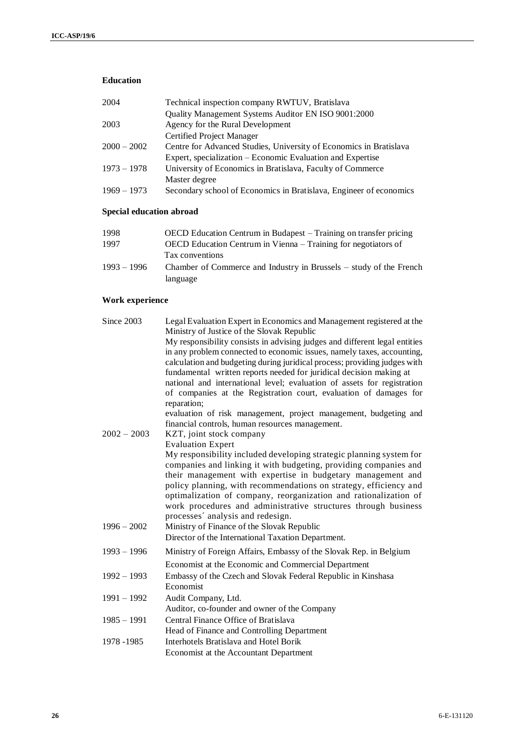**Education**

| | |
|---|---|
| 2004 | Technical inspection company RWTUV, Bratislava<br>Quality Management Systems Auditor EN ISO 9001:2000 |
| 2003 | Agency for the Rural Development<br>Certified Project Manager |
| 2000 – 2002 | Centre for Advanced Studies, University of Economics in Bratislava<br>Expert, specialization – Economic Evaluation and Expertise |
| 1973 – 1978 | University of Economics in Bratislava, Faculty of Commerce<br>Master degree |
| 1969 – 1973 | Secondary school of Economics in Bratislava, Engineer of economics |

**Special education abroad**

| | |
|---|---|
| 1998 | OECD Education Centrum in Budapest – Training on transfer pricing |
| 1997 | OECD Education Centrum in Vienna – Training for negotiators of Tax conventions |
| 1993 – 1996 | Chamber of Commerce and Industry in Brussels – study of the French language |

**Work experience**

| | |
|---|---|
| Since 2003 | Legal Evaluation Expert in Economics and Management registered at the Ministry of Justice of the Slovak Republic<br>My responsibility consists in advising judges and different legal entities in any problem connected to economic issues, namely taxes, accounting, calculation and budgeting during juridical process; providing judges with fundamental written reports needed for juridical decision making at national and international level; evaluation of assets for registration of companies at the Registration court, evaluation of damages for reparation;<br>evaluation of risk management, project management, budgeting and financial controls, human resources management. |
| 2002 – 2003 | KZT, joint stock company<br>Evaluation Expert<br>My responsibility included developing strategic planning system for companies and linking it with budgeting, providing companies and their management with expertise in budgetary management and policy planning, with recommendations on strategy, efficiency and optimalization of company, reorganization and rationalization of work procedures and administrative structures through business processes´ analysis and redesign. |
| 1996 – 2002 | Ministry of Finance of the Slovak Republic<br>Director of the International Taxation Department. |
| 1993 – 1996 | Ministry of Foreign Affairs, Embassy of the Slovak Rep. in Belgium<br>Economist at the Economic and Commercial Department |
| 1992 – 1993 | Embassy of the Czech and Slovak Federal Republic in Kinshasa<br>Economist |
| 1991 – 1992 | Audit Company, Ltd.<br>Auditor, co-founder and owner of the Company |
| 1985 – 1991 | Central Finance Office of Bratislava<br>Head of Finance and Controlling Department |
| 1978 -1985 | Interhotels Bratislava and Hotel Borik<br>Economist at the Accountant Department |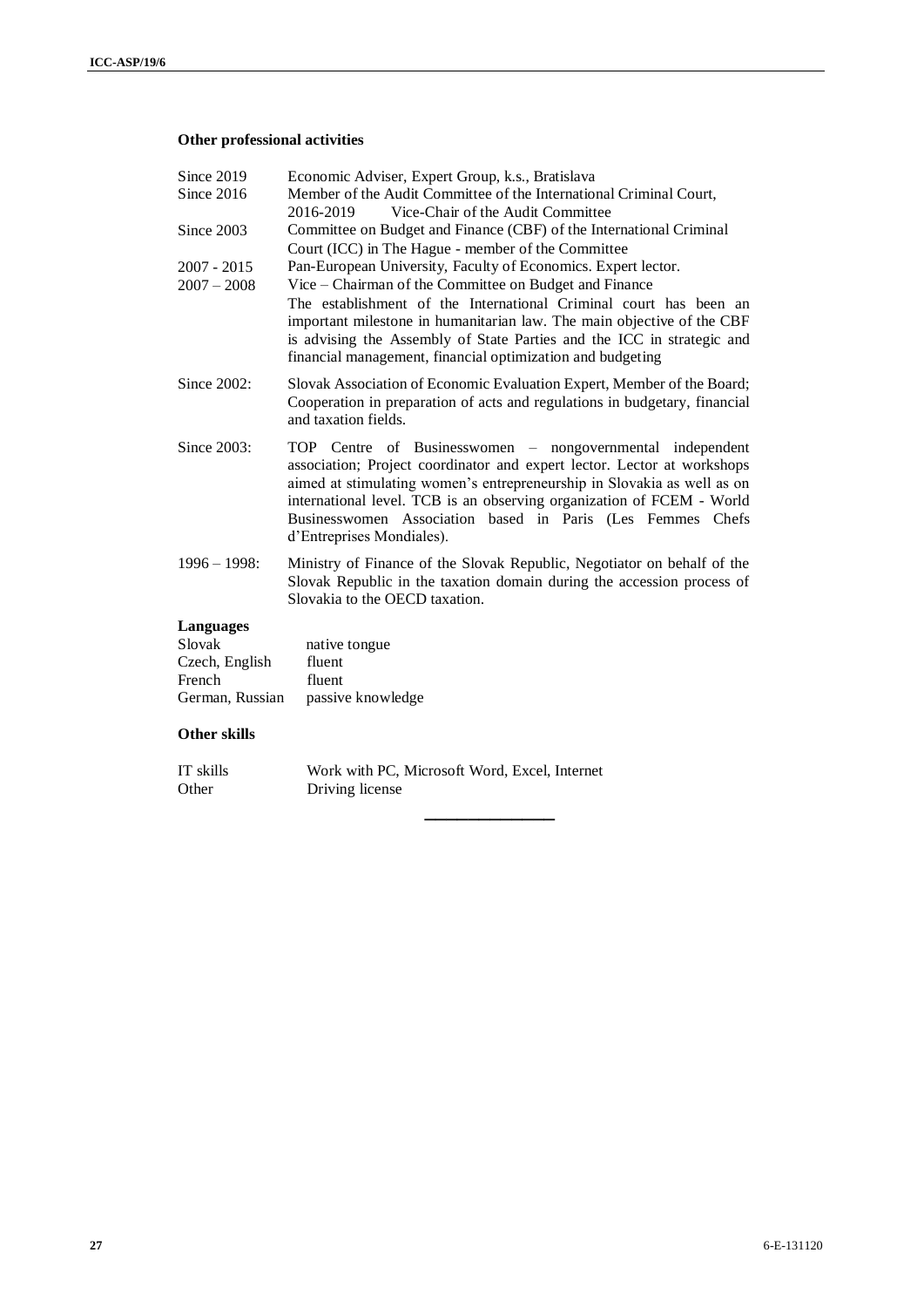### Other professional activities

| | |
|---|---|
| Since 2019 | Economic Adviser, Expert Group, k.s., Bratislava |
| Since 2016 | Member of the Audit Committee of the International Criminal Court, 2016-2019 Vice-Chair of the Audit Committee |
| Since 2003 | Committee on Budget and Finance (CBF) of the International Criminal Court (ICC) in The Hague - member of the Committee |
| 2007 - 2015 | Pan-European University, Faculty of Economics. Expert lector. |
| 2007 – 2008 | Vice – Chairman of the Committee on Budget and Finance<br>The establishment of the International Criminal court has been an important milestone in humanitarian law. The main objective of the CBF is advising the Assembly of State Parties and the ICC in strategic and financial management, financial optimization and budgeting |
| Since 2002: | Slovak Association of Economic Evaluation Expert, Member of the Board; Cooperation in preparation of acts and regulations in budgetary, financial and taxation fields. |
| Since 2003: | TOP Centre of Businesswomen – nongovernmental independent association; Project coordinator and expert lector. Lector at workshops aimed at stimulating women's entrepreneurship in Slovakia as well as on international level. TCB is an observing organization of FCEM - World Businesswomen Association based in Paris (Les Femmes Chefs d'Entreprises Mondiales). |
| 1996 – 1998: | Ministry of Finance of the Slovak Republic, Negotiator on behalf of the Slovak Republic in the taxation domain during the accession process of Slovakia to the OECD taxation. |

### Languages

| | |
|---|---|
| Slovak | native tongue |
| Czech, English | fluent |
| French | fluent |
| German, Russian | passive knowledge |

### Other skills

| | |
|---|---|
| IT skills | Work with PC, Microsoft Word, Excel, Internet |
| Other | Driving license |

\_\_\_\_\_\_\_\_\_\_\_\_\_\_\_\_\_\_\_\_